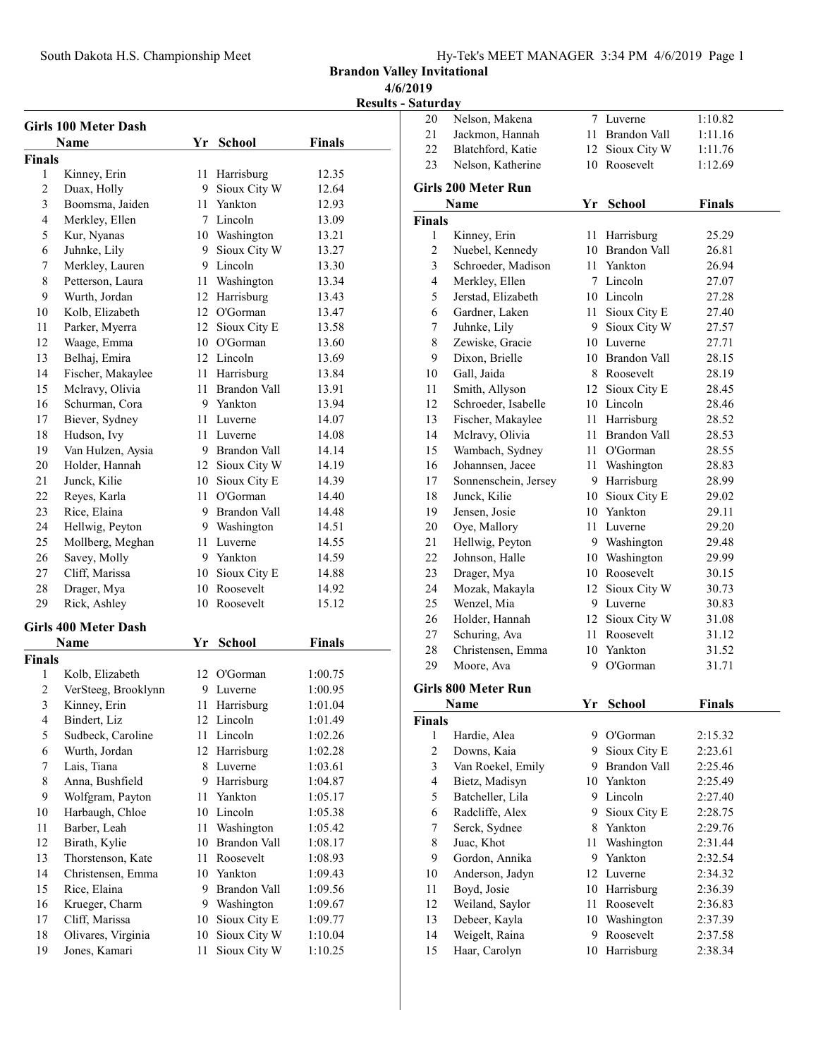# Brandon Valley Invitational

4/6/2019

Results - Saturday

## Girls 100 Meter Dash

**Finals**

| | Name | Yr | School | Finals |
|---|---|---|---|---|
| 1 | Kinney, Erin | 11 | Harrisburg | 12.35 |
| 2 | Duax, Holly | 9 | Sioux City W | 12.64 |
| 3 | Boomsma, Jaiden | 11 | Yankton | 12.93 |
| 4 | Merkley, Ellen | 7 | Lincoln | 13.09 |
| 5 | Kur, Nyanas | 10 | Washington | 13.21 |
| 6 | Juhnke, Lily | 9 | Sioux City W | 13.27 |
| 7 | Merkley, Lauren | 9 | Lincoln | 13.30 |
| 8 | Petterson, Laura | 11 | Washington | 13.34 |
| 9 | Wurth, Jordan | 12 | Harrisburg | 13.43 |
| 10 | Kolb, Elizabeth | 12 | O'Gorman | 13.47 |
| 11 | Parker, Myerra | 12 | Sioux City E | 13.58 |
| 12 | Waage, Emma | 10 | O'Gorman | 13.60 |
| 13 | Belhaj, Emira | 12 | Lincoln | 13.69 |
| 14 | Fischer, Makaylee | 11 | Harrisburg | 13.84 |
| 15 | Mclravy, Olivia | 11 | Brandon Vall | 13.91 |
| 16 | Schurman, Cora | 9 | Yankton | 13.94 |
| 17 | Biever, Sydney | 11 | Luverne | 14.07 |
| 18 | Hudson, Ivy | 11 | Luverne | 14.08 |
| 19 | Van Hulzen, Aysia | 9 | Brandon Vall | 14.14 |
| 20 | Holder, Hannah | 12 | Sioux City W | 14.19 |
| 21 | Junck, Kilie | 10 | Sioux City E | 14.39 |
| 22 | Reyes, Karla | 11 | O'Gorman | 14.40 |
| 23 | Rice, Elaina | 9 | Brandon Vall | 14.48 |
| 24 | Hellwig, Peyton | 9 | Washington | 14.51 |
| 25 | Mollberg, Meghan | 11 | Luverne | 14.55 |
| 26 | Savey, Molly | 9 | Yankton | 14.59 |
| 27 | Cliff, Marissa | 10 | Sioux City E | 14.88 |
| 28 | Drager, Mya | 10 | Roosevelt | 14.92 |
| 29 | Rick, Ashley | 10 | Roosevelt | 15.12 |

## Girls 400 Meter Dash

**Finals**

| | Name | Yr | School | Finals |
|---|---|---|---|---|
| 1 | Kolb, Elizabeth | 12 | O'Gorman | 1:00.75 |
| 2 | VerSteeg, Brooklynn | 9 | Luverne | 1:00.95 |
| 3 | Kinney, Erin | 11 | Harrisburg | 1:01.04 |
| 4 | Bindert, Liz | 12 | Lincoln | 1:01.49 |
| 5 | Sudbeck, Caroline | 11 | Lincoln | 1:02.26 |
| 6 | Wurth, Jordan | 12 | Harrisburg | 1:02.28 |
| 7 | Lais, Tiana | 8 | Luverne | 1:03.61 |
| 8 | Anna, Bushfield | 9 | Harrisburg | 1:04.87 |
| 9 | Wolfgram, Payton | 11 | Yankton | 1:05.17 |
| 10 | Harbaugh, Chloe | 10 | Lincoln | 1:05.38 |
| 11 | Barber, Leah | 11 | Washington | 1:05.42 |
| 12 | Birath, Kylie | 10 | Brandon Vall | 1:08.17 |
| 13 | Thorstenson, Kate | 11 | Roosevelt | 1:08.93 |
| 14 | Christensen, Emma | 10 | Yankton | 1:09.43 |
| 15 | Rice, Elaina | 9 | Brandon Vall | 1:09.56 |
| 16 | Krueger, Charm | 9 | Washington | 1:09.67 |
| 17 | Cliff, Marissa | 10 | Sioux City E | 1:09.77 |
| 18 | Olivares, Virginia | 10 | Sioux City W | 1:10.04 |
| 19 | Jones, Kamari | 11 | Sioux City W | 1:10.25 |
| 20 | Nelson, Makena | 7 | Luverne | 1:10.82 |
| 21 | Jackmon, Hannah | 11 | Brandon Vall | 1:11.16 |
| 22 | Blatchford, Katie | 12 | Sioux City W | 1:11.76 |
| 23 | Nelson, Katherine | 10 | Roosevelt | 1:12.69 |

## Girls 200 Meter Run

**Finals**

| | Name | Yr | School | Finals |
|---|---|---|---|---|
| 1 | Kinney, Erin | 11 | Harrisburg | 25.29 |
| 2 | Nuebel, Kennedy | 10 | Brandon Vall | 26.81 |
| 3 | Schroeder, Madison | 11 | Yankton | 26.94 |
| 4 | Merkley, Ellen | 7 | Lincoln | 27.07 |
| 5 | Jerstad, Elizabeth | 10 | Lincoln | 27.28 |
| 6 | Gardner, Laken | 11 | Sioux City E | 27.40 |
| 7 | Juhnke, Lily | 9 | Sioux City W | 27.57 |
| 8 | Zewiske, Gracie | 10 | Luverne | 27.71 |
| 9 | Dixon, Brielle | 10 | Brandon Vall | 28.15 |
| 10 | Gall, Jaida | 8 | Roosevelt | 28.19 |
| 11 | Smith, Allyson | 12 | Sioux City E | 28.45 |
| 12 | Schroeder, Isabelle | 10 | Lincoln | 28.46 |
| 13 | Fischer, Makaylee | 11 | Harrisburg | 28.52 |
| 14 | Mclravy, Olivia | 11 | Brandon Vall | 28.53 |
| 15 | Wambach, Sydney | 11 | O'Gorman | 28.55 |
| 16 | Johannsen, Jacee | 11 | Washington | 28.83 |
| 17 | Sonnenschein, Jersey | 9 | Harrisburg | 28.99 |
| 18 | Junck, Kilie | 10 | Sioux City E | 29.02 |
| 19 | Jensen, Josie | 10 | Yankton | 29.11 |
| 20 | Oye, Mallory | 11 | Luverne | 29.20 |
| 21 | Hellwig, Peyton | 9 | Washington | 29.48 |
| 22 | Johnson, Halle | 10 | Washington | 29.99 |
| 23 | Drager, Mya | 10 | Roosevelt | 30.15 |
| 24 | Mozak, Makayla | 12 | Sioux City W | 30.73 |
| 25 | Wenzel, Mia | 9 | Luverne | 30.83 |
| 26 | Holder, Hannah | 12 | Sioux City W | 31.08 |
| 27 | Schuring, Ava | 11 | Roosevelt | 31.12 |
| 28 | Christensen, Emma | 10 | Yankton | 31.52 |
| 29 | Moore, Ava | 9 | O'Gorman | 31.71 |

## Girls 800 Meter Run

**Finals**

| | Name | Yr | School | Finals |
|---|---|---|---|---|
| 1 | Hardie, Alea | 9 | O'Gorman | 2:15.32 |
| 2 | Downs, Kaia | 9 | Sioux City E | 2:23.61 |
| 3 | Van Roekel, Emily | 9 | Brandon Vall | 2:25.46 |
| 4 | Bietz, Madisyn | 10 | Yankton | 2:25.49 |
| 5 | Batcheller, Lila | 9 | Lincoln | 2:27.40 |
| 6 | Radcliffe, Alex | 9 | Sioux City E | 2:28.75 |
| 7 | Serck, Sydnee | 8 | Yankton | 2:29.76 |
| 8 | Juac, Khot | 11 | Washington | 2:31.44 |
| 9 | Gordon, Annika | 9 | Yankton | 2:32.54 |
| 10 | Anderson, Jadyn | 12 | Luverne | 2:34.32 |
| 11 | Boyd, Josie | 10 | Harrisburg | 2:36.39 |
| 12 | Weiland, Saylor | 11 | Roosevelt | 2:36.83 |
| 13 | Debeer, Kayla | 10 | Washington | 2:37.39 |
| 14 | Weigelt, Raina | 9 | Roosevelt | 2:37.58 |
| 15 | Haar, Carolyn | 10 | Harrisburg | 2:38.34 |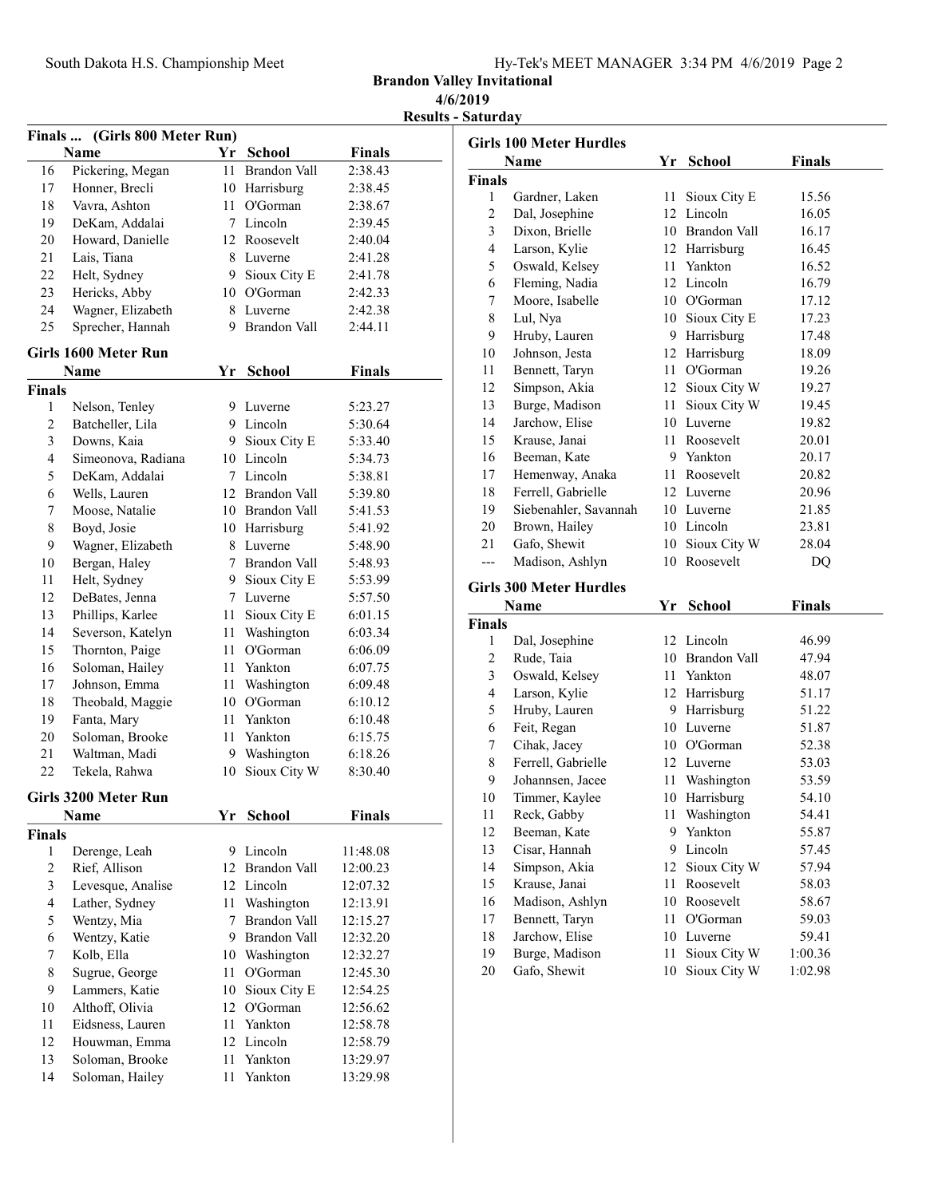## Brandon Valley Invitational

**4/6/2019**

**Results - Saturday**

### Finals ... (Girls 800 Meter Run)

| | Name | Yr | School | Finals |
|---|---|---|---|---|
| 16 | Pickering, Megan | 11 | Brandon Vall | 2:38.43 |
| 17 | Honner, Brecli | 10 | Harrisburg | 2:38.45 |
| 18 | Vavra, Ashton | 11 | O'Gorman | 2:38.67 |
| 19 | DeKam, Addalai | 7 | Lincoln | 2:39.45 |
| 20 | Howard, Danielle | 12 | Roosevelt | 2:40.04 |
| 21 | Lais, Tiana | 8 | Luverne | 2:41.28 |
| 22 | Helt, Sydney | 9 | Sioux City E | 2:41.78 |
| 23 | Hericks, Abby | 10 | O'Gorman | 2:42.33 |
| 24 | Wagner, Elizabeth | 8 | Luverne | 2:42.38 |
| 25 | Sprecher, Hannah | 9 | Brandon Vall | 2:44.11 |

### Girls 1600 Meter Run

**Finals**

| | Name | Yr | School | Finals |
|---|---|---|---|---|
| 1 | Nelson, Tenley | 9 | Luverne | 5:23.27 |
| 2 | Batcheller, Lila | 9 | Lincoln | 5:30.64 |
| 3 | Downs, Kaia | 9 | Sioux City E | 5:33.40 |
| 4 | Simeonova, Radiana | 10 | Lincoln | 5:34.73 |
| 5 | DeKam, Addalai | 7 | Lincoln | 5:38.81 |
| 6 | Wells, Lauren | 12 | Brandon Vall | 5:39.80 |
| 7 | Moose, Natalie | 10 | Brandon Vall | 5:41.53 |
| 8 | Boyd, Josie | 10 | Harrisburg | 5:41.92 |
| 9 | Wagner, Elizabeth | 8 | Luverne | 5:48.90 |
| 10 | Bergan, Haley | 7 | Brandon Vall | 5:48.93 |
| 11 | Helt, Sydney | 9 | Sioux City E | 5:53.99 |
| 12 | DeBates, Jenna | 7 | Luverne | 5:57.50 |
| 13 | Phillips, Karlee | 11 | Sioux City E | 6:01.15 |
| 14 | Severson, Katelyn | 11 | Washington | 6:03.34 |
| 15 | Thornton, Paige | 11 | O'Gorman | 6:06.09 |
| 16 | Soloman, Hailey | 11 | Yankton | 6:07.75 |
| 17 | Johnson, Emma | 11 | Washington | 6:09.48 |
| 18 | Theobald, Maggie | 10 | O'Gorman | 6:10.12 |
| 19 | Fanta, Mary | 11 | Yankton | 6:10.48 |
| 20 | Soloman, Brooke | 11 | Yankton | 6:15.75 |
| 21 | Waltman, Madi | 9 | Washington | 6:18.26 |
| 22 | Tekela, Rahwa | 10 | Sioux City W | 8:30.40 |

### Girls 3200 Meter Run

**Finals**

| | Name | Yr | School | Finals |
|---|---|---|---|---|
| 1 | Derenge, Leah | 9 | Lincoln | 11:48.08 |
| 2 | Rief, Allison | 12 | Brandon Vall | 12:00.23 |
| 3 | Levesque, Analise | 12 | Lincoln | 12:07.32 |
| 4 | Lather, Sydney | 11 | Washington | 12:13.91 |
| 5 | Wentzy, Mia | 7 | Brandon Vall | 12:15.27 |
| 6 | Wentzy, Katie | 9 | Brandon Vall | 12:32.20 |
| 7 | Kolb, Ella | 10 | Washington | 12:32.27 |
| 8 | Sugrue, George | 11 | O'Gorman | 12:45.30 |
| 9 | Lammers, Katie | 10 | Sioux City E | 12:54.25 |
| 10 | Althoff, Olivia | 12 | O'Gorman | 12:56.62 |
| 11 | Eidsness, Lauren | 11 | Yankton | 12:58.78 |
| 12 | Houwman, Emma | 12 | Lincoln | 12:58.79 |
| 13 | Soloman, Brooke | 11 | Yankton | 13:29.97 |
| 14 | Soloman, Hailey | 11 | Yankton | 13:29.98 |

### Girls 100 Meter Hurdles

**Finals**

| | Name | Yr | School | Finals |
|---|---|---|---|---|
| 1 | Gardner, Laken | 11 | Sioux City E | 15.56 |
| 2 | Dal, Josephine | 12 | Lincoln | 16.05 |
| 3 | Dixon, Brielle | 10 | Brandon Vall | 16.17 |
| 4 | Larson, Kylie | 12 | Harrisburg | 16.45 |
| 5 | Oswald, Kelsey | 11 | Yankton | 16.52 |
| 6 | Fleming, Nadia | 12 | Lincoln | 16.79 |
| 7 | Moore, Isabelle | 10 | O'Gorman | 17.12 |
| 8 | Lul, Nya | 10 | Sioux City E | 17.23 |
| 9 | Hruby, Lauren | 9 | Harrisburg | 17.48 |
| 10 | Johnson, Jesta | 12 | Harrisburg | 18.09 |
| 11 | Bennett, Taryn | 11 | O'Gorman | 19.26 |
| 12 | Simpson, Akia | 12 | Sioux City W | 19.27 |
| 13 | Burge, Madison | 11 | Sioux City W | 19.45 |
| 14 | Jarchow, Elise | 10 | Luverne | 19.82 |
| 15 | Krause, Janai | 11 | Roosevelt | 20.01 |
| 16 | Beeman, Kate | 9 | Yankton | 20.17 |
| 17 | Hemenway, Anaka | 11 | Roosevelt | 20.82 |
| 18 | Ferrell, Gabrielle | 12 | Luverne | 20.96 |
| 19 | Siebenahler, Savannah | 10 | Luverne | 21.85 |
| 20 | Brown, Hailey | 10 | Lincoln | 23.81 |
| 21 | Gafo, Shewit | 10 | Sioux City W | 28.04 |
| --- | Madison, Ashlyn | 10 | Roosevelt | DQ |

### Girls 300 Meter Hurdles

**Finals**

| | Name | Yr | School | Finals |
|---|---|---|---|---|
| 1 | Dal, Josephine | 12 | Lincoln | 46.99 |
| 2 | Rude, Taia | 10 | Brandon Vall | 47.94 |
| 3 | Oswald, Kelsey | 11 | Yankton | 48.07 |
| 4 | Larson, Kylie | 12 | Harrisburg | 51.17 |
| 5 | Hruby, Lauren | 9 | Harrisburg | 51.22 |
| 6 | Feit, Regan | 10 | Luverne | 51.87 |
| 7 | Cihak, Jacey | 10 | O'Gorman | 52.38 |
| 8 | Ferrell, Gabrielle | 12 | Luverne | 53.03 |
| 9 | Johannsen, Jacee | 11 | Washington | 53.59 |
| 10 | Timmer, Kaylee | 10 | Harrisburg | 54.10 |
| 11 | Reck, Gabby | 11 | Washington | 54.41 |
| 12 | Beeman, Kate | 9 | Yankton | 55.87 |
| 13 | Cisar, Hannah | 9 | Lincoln | 57.45 |
| 14 | Simpson, Akia | 12 | Sioux City W | 57.94 |
| 15 | Krause, Janai | 11 | Roosevelt | 58.03 |
| 16 | Madison, Ashlyn | 10 | Roosevelt | 58.67 |
| 17 | Bennett, Taryn | 11 | O'Gorman | 59.03 |
| 18 | Jarchow, Elise | 10 | Luverne | 59.41 |
| 19 | Burge, Madison | 11 | Sioux City W | 1:00.36 |
| 20 | Gafo, Shewit | 10 | Sioux City W | 1:02.98 |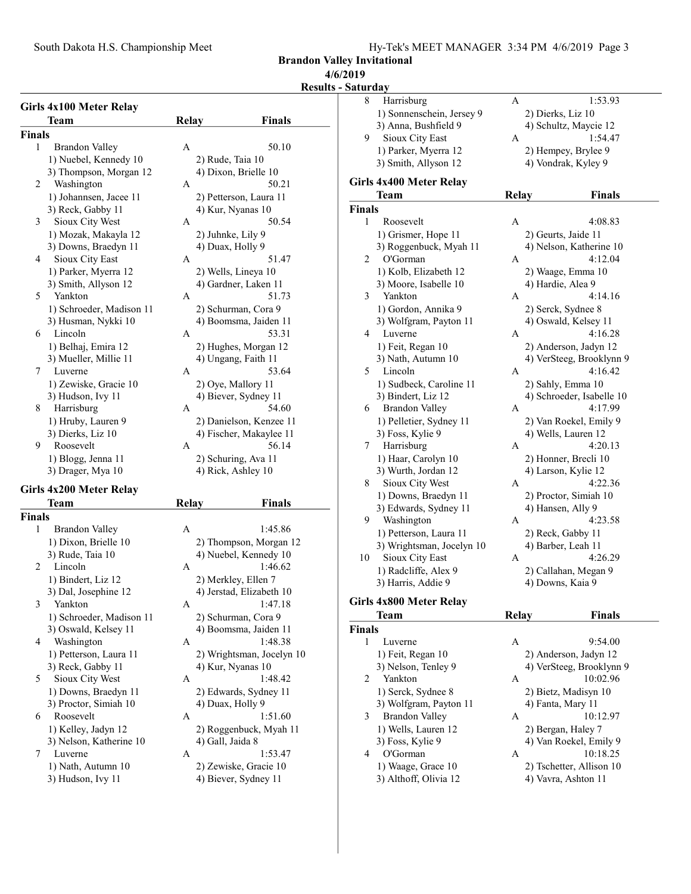## Brandon Valley Invitational
## 4/6/2019
## Results - Saturday

### Girls 4x100 Meter Relay

| | Team | Relay | Finals |
|---|---|---|---|
| **Finals** | | | |
| 1 | Brandon Valley | A | 50.10 |
| | 1) Nuebel, Kennedy 10 | 2) Rude, Taia 10 | |
| | 3) Thompson, Morgan 12 | 4) Dixon, Brielle 10 | |
| 2 | Washington | A | 50.21 |
| | 1) Johannsen, Jacee 11 | 2) Petterson, Laura 11 | |
| | 3) Reck, Gabby 11 | 4) Kur, Nyanas 10 | |
| 3 | Sioux City West | A | 50.54 |
| | 1) Mozak, Makayla 12 | 2) Juhnke, Lily 9 | |
| | 3) Downs, Braedyn 11 | 4) Duax, Holly 9 | |
| 4 | Sioux City East | A | 51.47 |
| | 1) Parker, Myerra 12 | 2) Wells, Lineya 10 | |
| | 3) Smith, Allyson 12 | 4) Gardner, Laken 11 | |
| 5 | Yankton | A | 51.73 |
| | 1) Schroeder, Madison 11 | 2) Schurman, Cora 9 | |
| | 3) Husman, Nykki 10 | 4) Boomsma, Jaiden 11 | |
| 6 | Lincoln | A | 53.31 |
| | 1) Belhaj, Emira 12 | 2) Hughes, Morgan 12 | |
| | 3) Mueller, Millie 11 | 4) Ungang, Faith 11 | |
| 7 | Luverne | A | 53.64 |
| | 1) Zewiske, Gracie 10 | 2) Oye, Mallory 11 | |
| | 3) Hudson, Ivy 11 | 4) Biever, Sydney 11 | |
| 8 | Harrisburg | A | 54.60 |
| | 1) Hruby, Lauren 9 | 2) Danielson, Kenzee 11 | |
| | 3) Dierks, Liz 10 | 4) Fischer, Makaylee 11 | |
| 9 | Roosevelt | A | 56.14 |
| | 1) Blogg, Jenna 11 | 2) Schuring, Ava 11 | |
| | 3) Drager, Mya 10 | 4) Rick, Ashley 10 | |

### Girls 4x200 Meter Relay

| | Team | Relay | Finals |
|---|---|---|---|
| **Finals** | | | |
| 1 | Brandon Valley | A | 1:45.86 |
| | 1) Dixon, Brielle 10 | 2) Thompson, Morgan 12 | |
| | 3) Rude, Taia 10 | 4) Nuebel, Kennedy 10 | |
| 2 | Lincoln | A | 1:46.62 |
| | 1) Bindert, Liz 12 | 2) Merkley, Ellen 7 | |
| | 3) Dal, Josephine 12 | 4) Jerstad, Elizabeth 10 | |
| 3 | Yankton | A | 1:47.18 |
| | 1) Schroeder, Madison 11 | 2) Schurman, Cora 9 | |
| | 3) Oswald, Kelsey 11 | 4) Boomsma, Jaiden 11 | |
| 4 | Washington | A | 1:48.38 |
| | 1) Petterson, Laura 11 | 2) Wrightsman, Jocelyn 10 | |
| | 3) Reck, Gabby 11 | 4) Kur, Nyanas 10 | |
| 5 | Sioux City West | A | 1:48.42 |
| | 1) Downs, Braedyn 11 | 2) Edwards, Sydney 11 | |
| | 3) Proctor, Simiah 10 | 4) Duax, Holly 9 | |
| 6 | Roosevelt | A | 1:51.60 |
| | 1) Kelley, Jadyn 12 | 2) Roggenbuck, Myah 11 | |
| | 3) Nelson, Katherine 10 | 4) Gall, Jaida 8 | |
| 7 | Luverne | A | 1:53.47 |
| | 1) Nath, Autumn 10 | 2) Zewiske, Gracie 10 | |
| | 3) Hudson, Ivy 11 | 4) Biever, Sydney 11 | |
| 8 | Harrisburg | A | 1:53.93 |
| | 1) Sonnenschein, Jersey 9 | 2) Dierks, Liz 10 | |
| | 3) Anna, Bushfield 9 | 4) Schultz, Maycie 12 | |
| 9 | Sioux City East | A | 1:54.47 |
| | 1) Parker, Myerra 12 | 2) Hempey, Brylee 9 | |
| | 3) Smith, Allyson 12 | 4) Vondrak, Kyley 9 | |

### Girls 4x400 Meter Relay

| | Team | Relay | Finals |
|---|---|---|---|
| **Finals** | | | |
| 1 | Roosevelt | A | 4:08.83 |
| | 1) Grismer, Hope 11 | 2) Geurts, Jaide 11 | |
| | 3) Roggenbuck, Myah 11 | 4) Nelson, Katherine 10 | |
| 2 | O'Gorman | A | 4:12.04 |
| | 1) Kolb, Elizabeth 12 | 2) Waage, Emma 10 | |
| | 3) Moore, Isabelle 10 | 4) Hardie, Alea 9 | |
| 3 | Yankton | A | 4:14.16 |
| | 1) Gordon, Annika 9 | 2) Serck, Sydnee 8 | |
| | 3) Wolfgram, Payton 11 | 4) Oswald, Kelsey 11 | |
| 4 | Luverne | A | 4:16.28 |
| | 1) Feit, Regan 10 | 2) Anderson, Jadyn 12 | |
| | 3) Nath, Autumn 10 | 4) VerSteeg, Brooklynn 9 | |
| 5 | Lincoln | A | 4:16.42 |
| | 1) Sudbeck, Caroline 11 | 2) Sahly, Emma 10 | |
| | 3) Bindert, Liz 12 | 4) Schroeder, Isabelle 10 | |
| 6 | Brandon Valley | A | 4:17.99 |
| | 1) Pelletier, Sydney 11 | 2) Van Roekel, Emily 9 | |
| | 3) Foss, Kylie 9 | 4) Wells, Lauren 12 | |
| 7 | Harrisburg | A | 4:20.13 |
| | 1) Haar, Carolyn 10 | 2) Honner, Brecli 10 | |
| | 3) Wurth, Jordan 12 | 4) Larson, Kylie 12 | |
| 8 | Sioux City West | A | 4:22.36 |
| | 1) Downs, Braedyn 11 | 2) Proctor, Simiah 10 | |
| | 3) Edwards, Sydney 11 | 4) Hansen, Ally 9 | |
| 9 | Washington | A | 4:23.58 |
| | 1) Petterson, Laura 11 | 2) Reck, Gabby 11 | |
| | 3) Wrightsman, Jocelyn 10 | 4) Barber, Leah 11 | |
| 10 | Sioux City East | A | 4:26.29 |
| | 1) Radcliffe, Alex 9 | 2) Callahan, Megan 9 | |
| | 3) Harris, Addie 9 | 4) Downs, Kaia 9 | |

### Girls 4x800 Meter Relay

| | Team | Relay | Finals |
|---|---|---|---|
| **Finals** | | | |
| 1 | Luverne | A | 9:54.00 |
| | 1) Feit, Regan 10 | 2) Anderson, Jadyn 12 | |
| | 3) Nelson, Tenley 9 | 4) VerSteeg, Brooklynn 9 | |
| 2 | Yankton | A | 10:02.96 |
| | 1) Serck, Sydnee 8 | 2) Bietz, Madisyn 10 | |
| | 3) Wolfgram, Payton 11 | 4) Fanta, Mary 11 | |
| 3 | Brandon Valley | A | 10:12.97 |
| | 1) Wells, Lauren 12 | 2) Bergan, Haley 7 | |
| | 3) Foss, Kylie 9 | 4) Van Roekel, Emily 9 | |
| 4 | O'Gorman | A | 10:18.25 |
| | 1) Waage, Grace 10 | 2) Tschetter, Allison 10 | |
| | 3) Althoff, Olivia 12 | 4) Vavra, Ashton 11 | |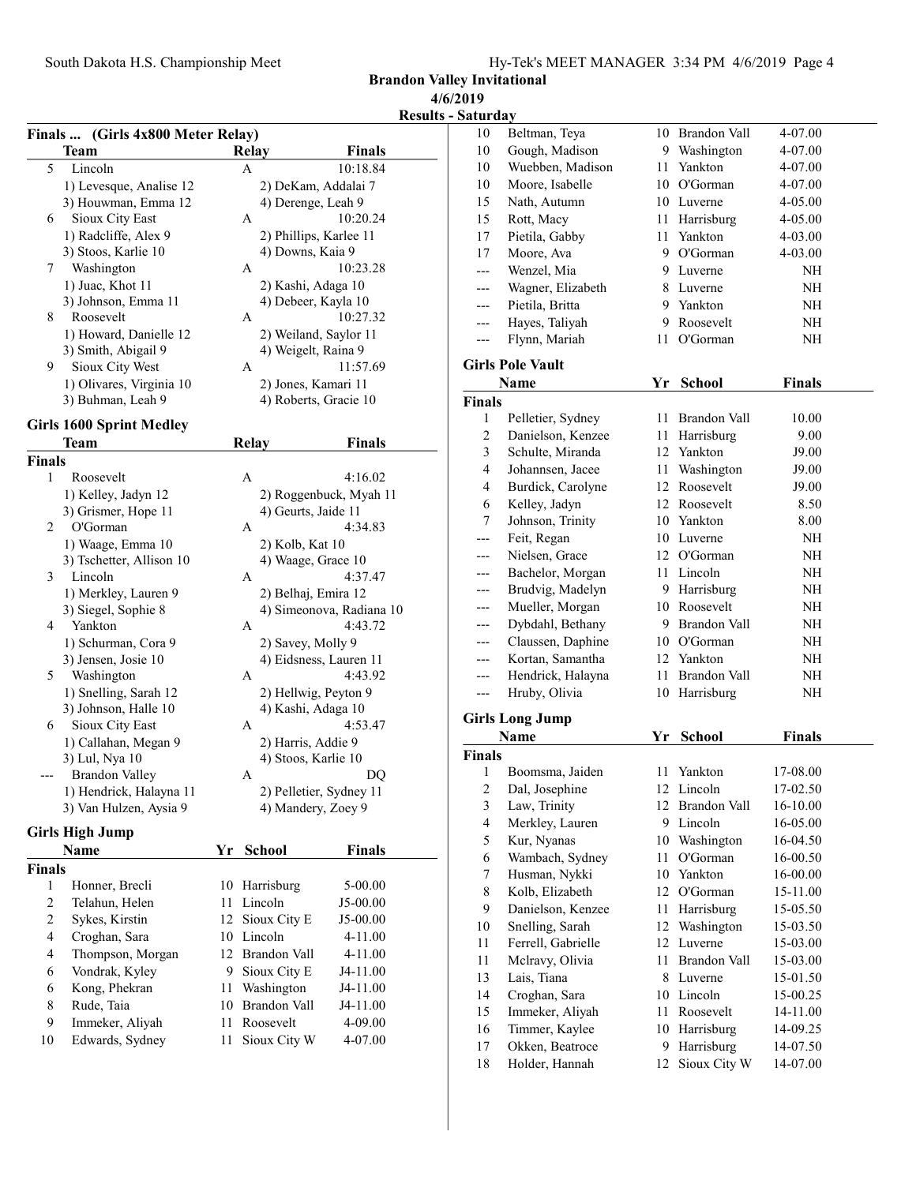# Brandon Valley Invitational

**4/6/2019**

**Results - Saturday**

## Finals ... (Girls 4x800 Meter Relay)

| | Team | Relay | Finals |
|---|---|---|---|
| 5 | Lincoln | A | 10:18.84 |
| | 1) Levesque, Analise 12 | 2) DeKam, Addalai 7 | |
| | 3) Houwman, Emma 12 | 4) Derenge, Leah 9 | |
| 6 | Sioux City East | A | 10:20.24 |
| | 1) Radcliffe, Alex 9 | 2) Phillips, Karlee 11 | |
| | 3) Stoos, Karlie 10 | 4) Downs, Kaia 9 | |
| 7 | Washington | A | 10:23.28 |
| | 1) Juac, Khot 11 | 2) Kashi, Adaga 10 | |
| | 3) Johnson, Emma 11 | 4) Debeer, Kayla 10 | |
| 8 | Roosevelt | A | 10:27.32 |
| | 1) Howard, Danielle 12 | 2) Weiland, Saylor 11 | |
| | 3) Smith, Abigail 9 | 4) Weigelt, Raina 9 | |
| 9 | Sioux City West | A | 11:57.69 |
| | 1) Olivares, Virginia 10 | 2) Jones, Kamari 11 | |
| | 3) Buhman, Leah 9 | 4) Roberts, Gracie 10 | |

## Girls 1600 Sprint Medley

**Finals**

| | Team | Relay | Finals |
|---|---|---|---|
| 1 | Roosevelt | A | 4:16.02 |
| | 1) Kelley, Jadyn 12 | 2) Roggenbuck, Myah 11 | |
| | 3) Grismer, Hope 11 | 4) Geurts, Jaide 11 | |
| 2 | O'Gorman | A | 4:34.83 |
| | 1) Waage, Emma 10 | 2) Kolb, Kat 10 | |
| | 3) Tschetter, Allison 10 | 4) Waage, Grace 10 | |
| 3 | Lincoln | A | 4:37.47 |
| | 1) Merkley, Lauren 9 | 2) Belhaj, Emira 12 | |
| | 3) Siegel, Sophie 8 | 4) Simeonova, Radiana 10 | |
| 4 | Yankton | A | 4:43.72 |
| | 1) Schurman, Cora 9 | 2) Savey, Molly 9 | |
| | 3) Jensen, Josie 10 | 4) Eidsness, Lauren 11 | |
| 5 | Washington | A | 4:43.92 |
| | 1) Snelling, Sarah 12 | 2) Hellwig, Peyton 9 | |
| | 3) Johnson, Halle 10 | 4) Kashi, Adaga 10 | |
| 6 | Sioux City East | A | 4:53.47 |
| | 1) Callahan, Megan 9 | 2) Harris, Addie 9 | |
| | 3) Lul, Nya 10 | 4) Stoos, Karlie 10 | |
| --- | Brandon Valley | A | DQ |
| | 1) Hendrick, Halayna 11 | 2) Pelletier, Sydney 11 | |
| | 3) Van Hulzen, Aysia 9 | 4) Mandery, Zoey 9 | |

## Girls High Jump

**Finals**

| | Name | Yr | School | Finals |
|---|---|---|---|---|
| 1 | Honner, Brecli | 10 | Harrisburg | 5-00.00 |
| 2 | Telahun, Helen | 11 | Lincoln | J5-00.00 |
| 2 | Sykes, Kirstin | 12 | Sioux City E | J5-00.00 |
| 4 | Croghan, Sara | 10 | Lincoln | 4-11.00 |
| 4 | Thompson, Morgan | 12 | Brandon Vall | 4-11.00 |
| 6 | Vondrak, Kyley | 9 | Sioux City E | J4-11.00 |
| 6 | Kong, Phekran | 11 | Washington | J4-11.00 |
| 8 | Rude, Taia | 10 | Brandon Vall | J4-11.00 |
| 9 | Immeker, Aliyah | 11 | Roosevelt | 4-09.00 |
| 10 | Edwards, Sydney | 11 | Sioux City W | 4-07.00 |
| 10 | Beltman, Teya | 10 | Brandon Vall | 4-07.00 |
| 10 | Gough, Madison | 9 | Washington | 4-07.00 |
| 10 | Wuebben, Madison | 11 | Yankton | 4-07.00 |
| 10 | Moore, Isabelle | 10 | O'Gorman | 4-07.00 |
| 15 | Nath, Autumn | 10 | Luverne | 4-05.00 |
| 15 | Rott, Macy | 11 | Harrisburg | 4-05.00 |
| 17 | Pietila, Gabby | 11 | Yankton | 4-03.00 |
| 17 | Moore, Ava | 9 | O'Gorman | 4-03.00 |
| --- | Wenzel, Mia | 9 | Luverne | NH |
| --- | Wagner, Elizabeth | 8 | Luverne | NH |
| --- | Pietila, Britta | 9 | Yankton | NH |
| --- | Hayes, Taliyah | 9 | Roosevelt | NH |
| --- | Flynn, Mariah | 11 | O'Gorman | NH |

## Girls Pole Vault

**Finals**

| | Name | Yr | School | Finals |
|---|---|---|---|---|
| 1 | Pelletier, Sydney | 11 | Brandon Vall | 10.00 |
| 2 | Danielson, Kenzee | 11 | Harrisburg | 9.00 |
| 3 | Schulte, Miranda | 12 | Yankton | J9.00 |
| 4 | Johannsen, Jacee | 11 | Washington | J9.00 |
| 4 | Burdick, Carolyne | 12 | Roosevelt | J9.00 |
| 6 | Kelley, Jadyn | 12 | Roosevelt | 8.50 |
| 7 | Johnson, Trinity | 10 | Yankton | 8.00 |
| --- | Feit, Regan | 10 | Luverne | NH |
| --- | Nielsen, Grace | 12 | O'Gorman | NH |
| --- | Bachelor, Morgan | 11 | Lincoln | NH |
| --- | Brudvig, Madelyn | 9 | Harrisburg | NH |
| --- | Mueller, Morgan | 10 | Roosevelt | NH |
| --- | Dybdahl, Bethany | 9 | Brandon Vall | NH |
| --- | Claussen, Daphine | 10 | O'Gorman | NH |
| --- | Kortan, Samantha | 12 | Yankton | NH |
| --- | Hendrick, Halayna | 11 | Brandon Vall | NH |
| --- | Hruby, Olivia | 10 | Harrisburg | NH |

## Girls Long Jump

**Finals**

| | Name | Yr | School | Finals |
|---|---|---|---|---|
| 1 | Boomsma, Jaiden | 11 | Yankton | 17-08.00 |
| 2 | Dal, Josephine | 12 | Lincoln | 17-02.50 |
| 3 | Law, Trinity | 12 | Brandon Vall | 16-10.00 |
| 4 | Merkley, Lauren | 9 | Lincoln | 16-05.00 |
| 5 | Kur, Nyanas | 10 | Washington | 16-04.50 |
| 6 | Wambach, Sydney | 11 | O'Gorman | 16-00.50 |
| 7 | Husman, Nykki | 10 | Yankton | 16-00.00 |
| 8 | Kolb, Elizabeth | 12 | O'Gorman | 15-11.00 |
| 9 | Danielson, Kenzee | 11 | Harrisburg | 15-05.50 |
| 10 | Snelling, Sarah | 12 | Washington | 15-03.50 |
| 11 | Ferrell, Gabrielle | 12 | Luverne | 15-03.00 |
| 11 | Mclravy, Olivia | 11 | Brandon Vall | 15-03.00 |
| 13 | Lais, Tiana | 8 | Luverne | 15-01.50 |
| 14 | Croghan, Sara | 10 | Lincoln | 15-00.25 |
| 15 | Immeker, Aliyah | 11 | Roosevelt | 14-11.00 |
| 16 | Timmer, Kaylee | 10 | Harrisburg | 14-09.25 |
| 17 | Okken, Beatroce | 9 | Harrisburg | 14-07.50 |
| 18 | Holder, Hannah | 12 | Sioux City W | 14-07.00 |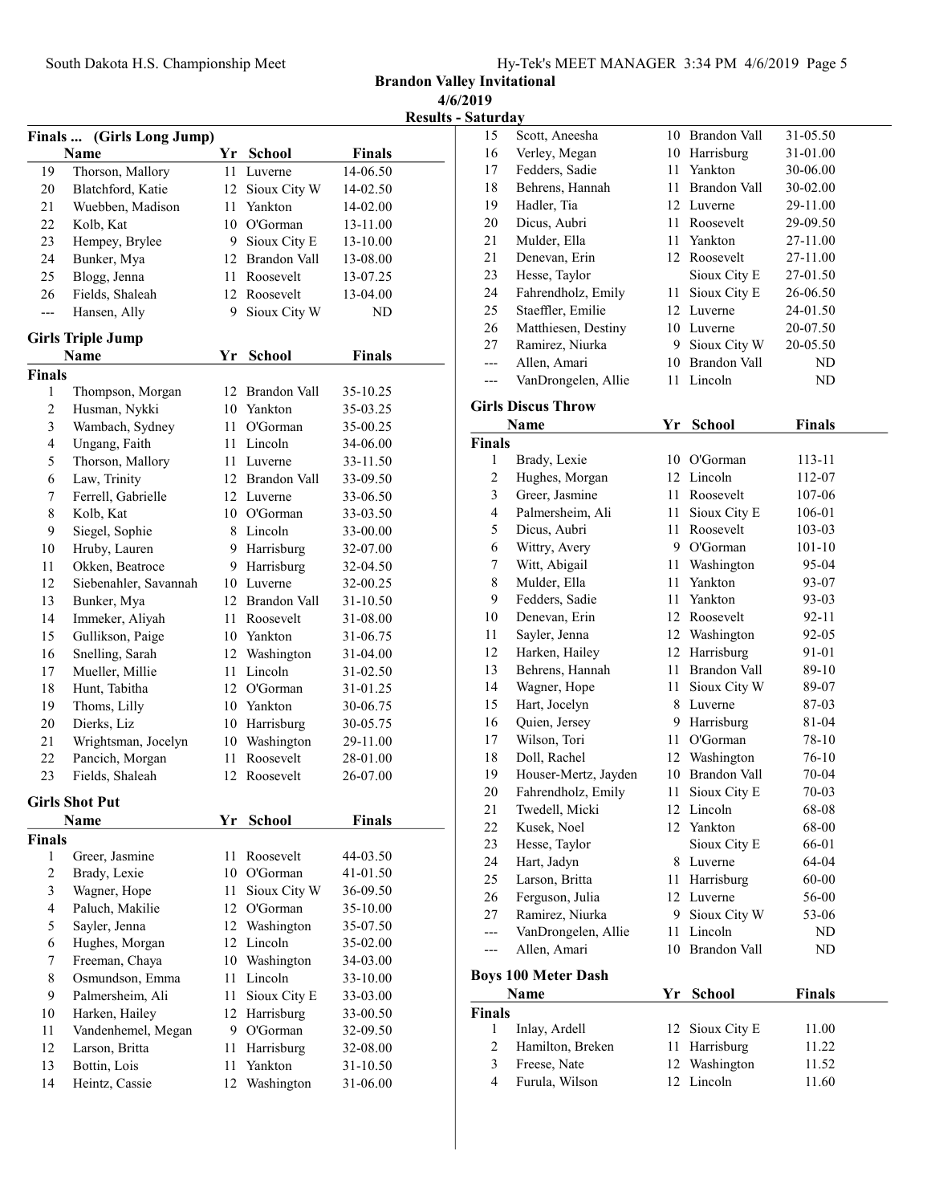# Brandon Valley Invitational

4/6/2019

Results - Saturday

## Finals ... (Girls Long Jump)

| | Name | Yr | School | Finals |
|---|---|---|---|---|
| 19 | Thorson, Mallory | 11 | Luverne | 14-06.50 |
| 20 | Blatchford, Katie | 12 | Sioux City W | 14-02.50 |
| 21 | Wuebben, Madison | 11 | Yankton | 14-02.00 |
| 22 | Kolb, Kat | 10 | O'Gorman | 13-11.00 |
| 23 | Hempey, Brylee | 9 | Sioux City E | 13-10.00 |
| 24 | Bunker, Mya | 12 | Brandon Vall | 13-08.00 |
| 25 | Blogg, Jenna | 11 | Roosevelt | 13-07.25 |
| 26 | Fields, Shaleah | 12 | Roosevelt | 13-04.00 |
| --- | Hansen, Ally | 9 | Sioux City W | ND |

## Girls Triple Jump

**Finals**

| | Name | Yr | School | Finals |
|---|---|---|---|---|
| 1 | Thompson, Morgan | 12 | Brandon Vall | 35-10.25 |
| 2 | Husman, Nykki | 10 | Yankton | 35-03.25 |
| 3 | Wambach, Sydney | 11 | O'Gorman | 35-00.25 |
| 4 | Ungang, Faith | 11 | Lincoln | 34-06.00 |
| 5 | Thorson, Mallory | 11 | Luverne | 33-11.50 |
| 6 | Law, Trinity | 12 | Brandon Vall | 33-09.50 |
| 7 | Ferrell, Gabrielle | 12 | Luverne | 33-06.50 |
| 8 | Kolb, Kat | 10 | O'Gorman | 33-03.50 |
| 9 | Siegel, Sophie | 8 | Lincoln | 33-00.00 |
| 10 | Hruby, Lauren | 9 | Harrisburg | 32-07.00 |
| 11 | Okken, Beatroce | 9 | Harrisburg | 32-04.50 |
| 12 | Siebenahler, Savannah | 10 | Luverne | 32-00.25 |
| 13 | Bunker, Mya | 12 | Brandon Vall | 31-10.50 |
| 14 | Immeker, Aliyah | 11 | Roosevelt | 31-08.00 |
| 15 | Gullikson, Paige | 10 | Yankton | 31-06.75 |
| 16 | Snelling, Sarah | 12 | Washington | 31-04.00 |
| 17 | Mueller, Millie | 11 | Lincoln | 31-02.50 |
| 18 | Hunt, Tabitha | 12 | O'Gorman | 31-01.25 |
| 19 | Thoms, Lilly | 10 | Yankton | 30-06.75 |
| 20 | Dierks, Liz | 10 | Harrisburg | 30-05.75 |
| 21 | Wrightsman, Jocelyn | 10 | Washington | 29-11.00 |
| 22 | Pancich, Morgan | 11 | Roosevelt | 28-01.00 |
| 23 | Fields, Shaleah | 12 | Roosevelt | 26-07.00 |

## Girls Shot Put

**Finals**

| | Name | Yr | School | Finals |
|---|---|---|---|---|
| 1 | Greer, Jasmine | 11 | Roosevelt | 44-03.50 |
| 2 | Brady, Lexie | 10 | O'Gorman | 41-01.50 |
| 3 | Wagner, Hope | 11 | Sioux City W | 36-09.50 |
| 4 | Paluch, Makilie | 12 | O'Gorman | 35-10.00 |
| 5 | Sayler, Jenna | 12 | Washington | 35-07.50 |
| 6 | Hughes, Morgan | 12 | Lincoln | 35-02.00 |
| 7 | Freeman, Chaya | 10 | Washington | 34-03.00 |
| 8 | Osmundson, Emma | 11 | Lincoln | 33-10.00 |
| 9 | Palmersheim, Ali | 11 | Sioux City E | 33-03.00 |
| 10 | Harken, Hailey | 12 | Harrisburg | 33-00.50 |
| 11 | Vandenhemel, Megan | 9 | O'Gorman | 32-09.50 |
| 12 | Larson, Britta | 11 | Harrisburg | 32-08.00 |
| 13 | Bottin, Lois | 11 | Yankton | 31-10.50 |
| 14 | Heintz, Cassie | 12 | Washington | 31-06.00 |
| 15 | Scott, Aneesha | 10 | Brandon Vall | 31-05.50 |
| 16 | Verley, Megan | 10 | Harrisburg | 31-01.00 |
| 17 | Fedders, Sadie | 11 | Yankton | 30-06.00 |
| 18 | Behrens, Hannah | 11 | Brandon Vall | 30-02.00 |
| 19 | Hadler, Tia | 12 | Luverne | 29-11.00 |
| 20 | Dicus, Aubri | 11 | Roosevelt | 29-09.50 |
| 21 | Mulder, Ella | 11 | Yankton | 27-11.00 |
| 21 | Denevan, Erin | 12 | Roosevelt | 27-11.00 |
| 23 | Hesse, Taylor | | Sioux City E | 27-01.50 |
| 24 | Fahrendholz, Emily | 11 | Sioux City E | 26-06.50 |
| 25 | Staeffler, Emilie | 12 | Luverne | 24-01.50 |
| 26 | Matthiesen, Destiny | 10 | Luverne | 20-07.50 |
| 27 | Ramirez, Niurka | 9 | Sioux City W | 20-05.50 |
| --- | Allen, Amari | 10 | Brandon Vall | ND |
| --- | VanDrongelen, Allie | 11 | Lincoln | ND |

## Girls Discus Throw

**Finals**

| | Name | Yr | School | Finals |
|---|---|---|---|---|
| 1 | Brady, Lexie | 10 | O'Gorman | 113-11 |
| 2 | Hughes, Morgan | 12 | Lincoln | 112-07 |
| 3 | Greer, Jasmine | 11 | Roosevelt | 107-06 |
| 4 | Palmersheim, Ali | 11 | Sioux City E | 106-01 |
| 5 | Dicus, Aubri | 11 | Roosevelt | 103-03 |
| 6 | Wittry, Avery | 9 | O'Gorman | 101-10 |
| 7 | Witt, Abigail | 11 | Washington | 95-04 |
| 8 | Mulder, Ella | 11 | Yankton | 93-07 |
| 9 | Fedders, Sadie | 11 | Yankton | 93-03 |
| 10 | Denevan, Erin | 12 | Roosevelt | 92-11 |
| 11 | Sayler, Jenna | 12 | Washington | 92-05 |
| 12 | Harken, Hailey | 12 | Harrisburg | 91-01 |
| 13 | Behrens, Hannah | 11 | Brandon Vall | 89-10 |
| 14 | Wagner, Hope | 11 | Sioux City W | 89-07 |
| 15 | Hart, Jocelyn | 8 | Luverne | 87-03 |
| 16 | Quien, Jersey | 9 | Harrisburg | 81-04 |
| 17 | Wilson, Tori | 11 | O'Gorman | 78-10 |
| 18 | Doll, Rachel | 12 | Washington | 76-10 |
| 19 | Houser-Mertz, Jayden | 10 | Brandon Vall | 70-04 |
| 20 | Fahrendholz, Emily | 11 | Sioux City E | 70-03 |
| 21 | Twedell, Micki | 12 | Lincoln | 68-08 |
| 22 | Kusek, Noel | 12 | Yankton | 68-00 |
| 23 | Hesse, Taylor | | Sioux City E | 66-01 |
| 24 | Hart, Jadyn | 8 | Luverne | 64-04 |
| 25 | Larson, Britta | 11 | Harrisburg | 60-00 |
| 26 | Ferguson, Julia | 12 | Luverne | 56-00 |
| 27 | Ramirez, Niurka | 9 | Sioux City W | 53-06 |
| --- | VanDrongelen, Allie | 11 | Lincoln | ND |
| --- | Allen, Amari | 10 | Brandon Vall | ND |

## Boys 100 Meter Dash

**Finals**

| | Name | Yr | School | Finals |
|---|---|---|---|---|
| 1 | Inlay, Ardell | 12 | Sioux City E | 11.00 |
| 2 | Hamilton, Breken | 11 | Harrisburg | 11.22 |
| 3 | Freese, Nate | 12 | Washington | 11.52 |
| 4 | Furula, Wilson | 12 | Lincoln | 11.60 |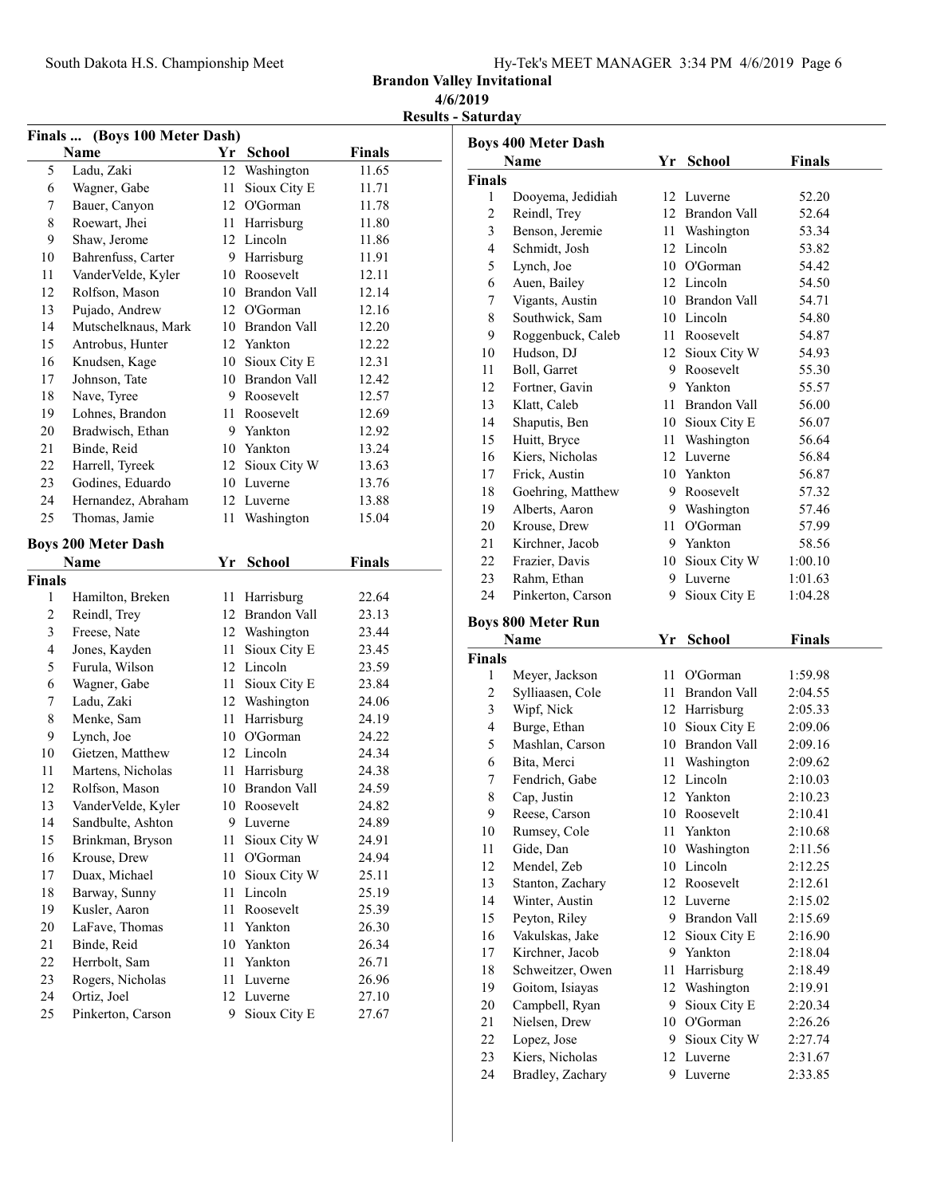## Brandon Valley Invitational

**4/6/2019**

**Results - Saturday**

### Finals ... (Boys 100 Meter Dash)

| | Name | Yr | School | Finals |
|---|---|---|---|---|
| 5 | Ladu, Zaki | 12 | Washington | 11.65 |
| 6 | Wagner, Gabe | 11 | Sioux City E | 11.71 |
| 7 | Bauer, Canyon | 12 | O'Gorman | 11.78 |
| 8 | Roewart, Jhei | 11 | Harrisburg | 11.80 |
| 9 | Shaw, Jerome | 12 | Lincoln | 11.86 |
| 10 | Bahrenfuss, Carter | 9 | Harrisburg | 11.91 |
| 11 | VanderVelde, Kyler | 10 | Roosevelt | 12.11 |
| 12 | Rolfson, Mason | 10 | Brandon Vall | 12.14 |
| 13 | Pujado, Andrew | 12 | O'Gorman | 12.16 |
| 14 | Mutschelknaus, Mark | 10 | Brandon Vall | 12.20 |
| 15 | Antrobus, Hunter | 12 | Yankton | 12.22 |
| 16 | Knudsen, Kage | 10 | Sioux City E | 12.31 |
| 17 | Johnson, Tate | 10 | Brandon Vall | 12.42 |
| 18 | Nave, Tyree | 9 | Roosevelt | 12.57 |
| 19 | Lohnes, Brandon | 11 | Roosevelt | 12.69 |
| 20 | Bradwisch, Ethan | 9 | Yankton | 12.92 |
| 21 | Binde, Reid | 10 | Yankton | 13.24 |
| 22 | Harrell, Tyreek | 12 | Sioux City W | 13.63 |
| 23 | Godines, Eduardo | 10 | Luverne | 13.76 |
| 24 | Hernandez, Abraham | 12 | Luverne | 13.88 |
| 25 | Thomas, Jamie | 11 | Washington | 15.04 |

### Boys 200 Meter Dash

| | Name | Yr | School | Finals |
|---|---|---|---|---|
| **Finals** | | | | |
| 1 | Hamilton, Breken | 11 | Harrisburg | 22.64 |
| 2 | Reindl, Trey | 12 | Brandon Vall | 23.13 |
| 3 | Freese, Nate | 12 | Washington | 23.44 |
| 4 | Jones, Kayden | 11 | Sioux City E | 23.45 |
| 5 | Furula, Wilson | 12 | Lincoln | 23.59 |
| 6 | Wagner, Gabe | 11 | Sioux City E | 23.84 |
| 7 | Ladu, Zaki | 12 | Washington | 24.06 |
| 8 | Menke, Sam | 11 | Harrisburg | 24.19 |
| 9 | Lynch, Joe | 10 | O'Gorman | 24.22 |
| 10 | Gietzen, Matthew | 12 | Lincoln | 24.34 |
| 11 | Martens, Nicholas | 11 | Harrisburg | 24.38 |
| 12 | Rolfson, Mason | 10 | Brandon Vall | 24.59 |
| 13 | VanderVelde, Kyler | 10 | Roosevelt | 24.82 |
| 14 | Sandbulte, Ashton | 9 | Luverne | 24.89 |
| 15 | Brinkman, Bryson | 11 | Sioux City W | 24.91 |
| 16 | Krouse, Drew | 11 | O'Gorman | 24.94 |
| 17 | Duax, Michael | 10 | Sioux City W | 25.11 |
| 18 | Barway, Sunny | 11 | Lincoln | 25.19 |
| 19 | Kusler, Aaron | 11 | Roosevelt | 25.39 |
| 20 | LaFave, Thomas | 11 | Yankton | 26.30 |
| 21 | Binde, Reid | 10 | Yankton | 26.34 |
| 22 | Herrbolt, Sam | 11 | Yankton | 26.71 |
| 23 | Rogers, Nicholas | 11 | Luverne | 26.96 |
| 24 | Ortiz, Joel | 12 | Luverne | 27.10 |
| 25 | Pinkerton, Carson | 9 | Sioux City E | 27.67 |

### Boys 400 Meter Dash

| | Name | Yr | School | Finals |
|---|---|---|---|---|
| **Finals** | | | | |
| 1 | Dooyema, Jedidiah | 12 | Luverne | 52.20 |
| 2 | Reindl, Trey | 12 | Brandon Vall | 52.64 |
| 3 | Benson, Jeremie | 11 | Washington | 53.34 |
| 4 | Schmidt, Josh | 12 | Lincoln | 53.82 |
| 5 | Lynch, Joe | 10 | O'Gorman | 54.42 |
| 6 | Auen, Bailey | 12 | Lincoln | 54.50 |
| 7 | Vigants, Austin | 10 | Brandon Vall | 54.71 |
| 8 | Southwick, Sam | 10 | Lincoln | 54.80 |
| 9 | Roggenbuck, Caleb | 11 | Roosevelt | 54.87 |
| 10 | Hudson, DJ | 12 | Sioux City W | 54.93 |
| 11 | Boll, Garret | 9 | Roosevelt | 55.30 |
| 12 | Fortner, Gavin | 9 | Yankton | 55.57 |
| 13 | Klatt, Caleb | 11 | Brandon Vall | 56.00 |
| 14 | Shaputis, Ben | 10 | Sioux City E | 56.07 |
| 15 | Huitt, Bryce | 11 | Washington | 56.64 |
| 16 | Kiers, Nicholas | 12 | Luverne | 56.84 |
| 17 | Frick, Austin | 10 | Yankton | 56.87 |
| 18 | Goehring, Matthew | 9 | Roosevelt | 57.32 |
| 19 | Alberts, Aaron | 9 | Washington | 57.46 |
| 20 | Krouse, Drew | 11 | O'Gorman | 57.99 |
| 21 | Kirchner, Jacob | 9 | Yankton | 58.56 |
| 22 | Frazier, Davis | 10 | Sioux City W | 1:00.10 |
| 23 | Rahm, Ethan | 9 | Luverne | 1:01.63 |
| 24 | Pinkerton, Carson | 9 | Sioux City E | 1:04.28 |

### Boys 800 Meter Run

| | Name | Yr | School | Finals |
|---|---|---|---|---|
| **Finals** | | | | |
| 1 | Meyer, Jackson | 11 | O'Gorman | 1:59.98 |
| 2 | Sylliaasen, Cole | 11 | Brandon Vall | 2:04.55 |
| 3 | Wipf, Nick | 12 | Harrisburg | 2:05.33 |
| 4 | Burge, Ethan | 10 | Sioux City E | 2:09.06 |
| 5 | Mashlan, Carson | 10 | Brandon Vall | 2:09.16 |
| 6 | Bita, Merci | 11 | Washington | 2:09.62 |
| 7 | Fendrich, Gabe | 12 | Lincoln | 2:10.03 |
| 8 | Cap, Justin | 12 | Yankton | 2:10.23 |
| 9 | Reese, Carson | 10 | Roosevelt | 2:10.41 |
| 10 | Rumsey, Cole | 11 | Yankton | 2:10.68 |
| 11 | Gide, Dan | 10 | Washington | 2:11.56 |
| 12 | Mendel, Zeb | 10 | Lincoln | 2:12.25 |
| 13 | Stanton, Zachary | 12 | Roosevelt | 2:12.61 |
| 14 | Winter, Austin | 12 | Luverne | 2:15.02 |
| 15 | Peyton, Riley | 9 | Brandon Vall | 2:15.69 |
| 16 | Vakulskas, Jake | 12 | Sioux City E | 2:16.90 |
| 17 | Kirchner, Jacob | 9 | Yankton | 2:18.04 |
| 18 | Schweitzer, Owen | 11 | Harrisburg | 2:18.49 |
| 19 | Goitom, Isiayas | 12 | Washington | 2:19.91 |
| 20 | Campbell, Ryan | 9 | Sioux City E | 2:20.34 |
| 21 | Nielsen, Drew | 10 | O'Gorman | 2:26.26 |
| 22 | Lopez, Jose | 9 | Sioux City W | 2:27.74 |
| 23 | Kiers, Nicholas | 12 | Luverne | 2:31.67 |
| 24 | Bradley, Zachary | 9 | Luverne | 2:33.85 |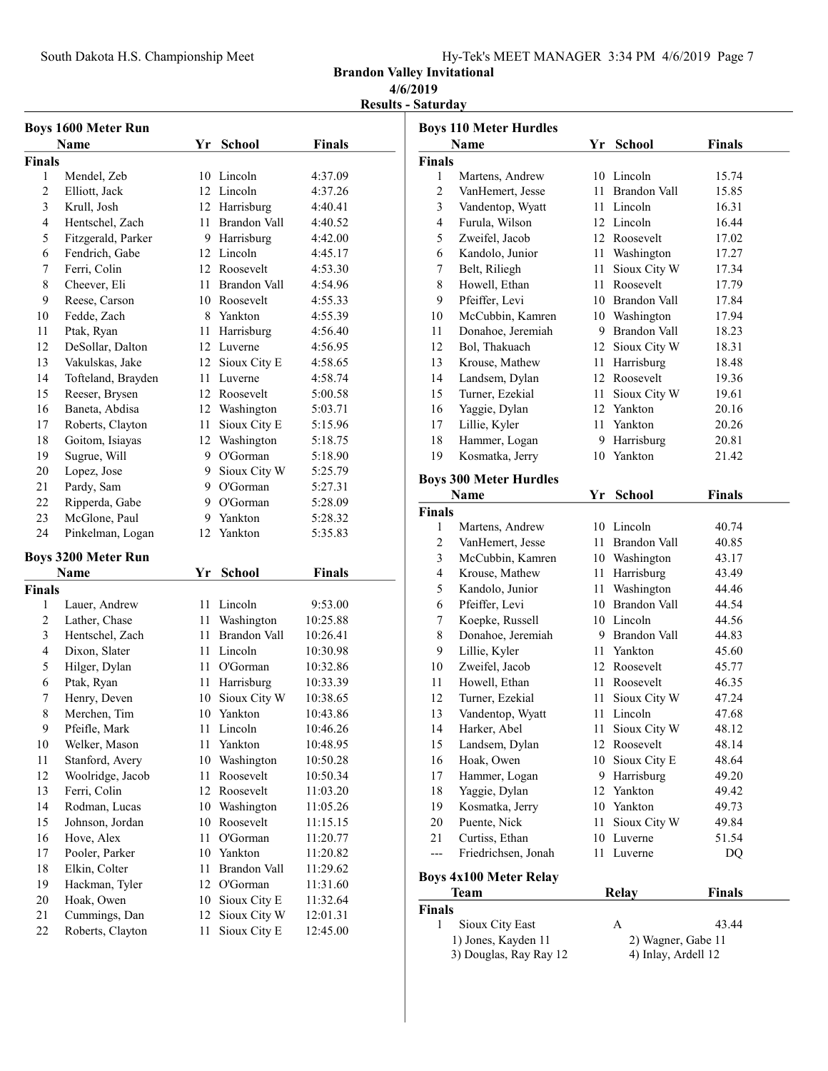South Dakota H.S. Championship Meet

## Brandon Valley Invitational

**4/6/2019**

**Results - Saturday**

### Boys 1600 Meter Run

| | Name | Yr | School | Finals |
|---|---|---|---|---|
| **Finals** | | | | |
| 1 | Mendel, Zeb | 10 | Lincoln | 4:37.09 |
| 2 | Elliott, Jack | 12 | Lincoln | 4:37.26 |
| 3 | Krull, Josh | 12 | Harrisburg | 4:40.41 |
| 4 | Hentschel, Zach | 11 | Brandon Vall | 4:40.52 |
| 5 | Fitzgerald, Parker | 9 | Harrisburg | 4:42.00 |
| 6 | Fendrich, Gabe | 12 | Lincoln | 4:45.17 |
| 7 | Ferri, Colin | 12 | Roosevelt | 4:53.30 |
| 8 | Cheever, Eli | 11 | Brandon Vall | 4:54.96 |
| 9 | Reese, Carson | 10 | Roosevelt | 4:55.33 |
| 10 | Fedde, Zach | 8 | Yankton | 4:55.39 |
| 11 | Ptak, Ryan | 11 | Harrisburg | 4:56.40 |
| 12 | DeSollar, Dalton | 12 | Luverne | 4:56.95 |
| 13 | Vakulskas, Jake | 12 | Sioux City E | 4:58.65 |
| 14 | Tofteland, Brayden | 11 | Luverne | 4:58.74 |
| 15 | Reeser, Brysen | 12 | Roosevelt | 5:00.58 |
| 16 | Baneta, Abdisa | 12 | Washington | 5:03.71 |
| 17 | Roberts, Clayton | 11 | Sioux City E | 5:15.96 |
| 18 | Goitom, Isiayas | 12 | Washington | 5:18.75 |
| 19 | Sugrue, Will | 9 | O'Gorman | 5:18.90 |
| 20 | Lopez, Jose | 9 | Sioux City W | 5:25.79 |
| 21 | Pardy, Sam | 9 | O'Gorman | 5:27.31 |
| 22 | Ripperda, Gabe | 9 | O'Gorman | 5:28.09 |
| 23 | McGlone, Paul | 9 | Yankton | 5:28.32 |
| 24 | Pinkelman, Logan | 12 | Yankton | 5:35.83 |

### Boys 3200 Meter Run

| | Name | Yr | School | Finals |
|---|---|---|---|---|
| **Finals** | | | | |
| 1 | Lauer, Andrew | 11 | Lincoln | 9:53.00 |
| 2 | Lather, Chase | 11 | Washington | 10:25.88 |
| 3 | Hentschel, Zach | 11 | Brandon Vall | 10:26.41 |
| 4 | Dixon, Slater | 11 | Lincoln | 10:30.98 |
| 5 | Hilger, Dylan | 11 | O'Gorman | 10:32.86 |
| 6 | Ptak, Ryan | 11 | Harrisburg | 10:33.39 |
| 7 | Henry, Deven | 10 | Sioux City W | 10:38.65 |
| 8 | Merchen, Tim | 10 | Yankton | 10:43.86 |
| 9 | Pfeifle, Mark | 11 | Lincoln | 10:46.26 |
| 10 | Welker, Mason | 11 | Yankton | 10:48.95 |
| 11 | Stanford, Avery | 10 | Washington | 10:50.28 |
| 12 | Woolridge, Jacob | 11 | Roosevelt | 10:50.34 |
| 13 | Ferri, Colin | 12 | Roosevelt | 11:03.20 |
| 14 | Rodman, Lucas | 10 | Washington | 11:05.26 |
| 15 | Johnson, Jordan | 10 | Roosevelt | 11:15.15 |
| 16 | Hove, Alex | 11 | O'Gorman | 11:20.77 |
| 17 | Pooler, Parker | 10 | Yankton | 11:20.82 |
| 18 | Elkin, Colter | 11 | Brandon Vall | 11:29.62 |
| 19 | Hackman, Tyler | 12 | O'Gorman | 11:31.60 |
| 20 | Hoak, Owen | 10 | Sioux City E | 11:32.64 |
| 21 | Cummings, Dan | 12 | Sioux City W | 12:01.31 |
| 22 | Roberts, Clayton | 11 | Sioux City E | 12:45.00 |

### Boys 110 Meter Hurdles

| | Name | Yr | School | Finals |
|---|---|---|---|---|
| **Finals** | | | | |
| 1 | Martens, Andrew | 10 | Lincoln | 15.74 |
| 2 | VanHemert, Jesse | 11 | Brandon Vall | 15.85 |
| 3 | Vandentop, Wyatt | 11 | Lincoln | 16.31 |
| 4 | Furula, Wilson | 12 | Lincoln | 16.44 |
| 5 | Zweifel, Jacob | 12 | Roosevelt | 17.02 |
| 6 | Kandolo, Junior | 11 | Washington | 17.27 |
| 7 | Belt, Riliegh | 11 | Sioux City W | 17.34 |
| 8 | Howell, Ethan | 11 | Roosevelt | 17.79 |
| 9 | Pfeiffer, Levi | 10 | Brandon Vall | 17.84 |
| 10 | McCubbin, Kamren | 10 | Washington | 17.94 |
| 11 | Donahoe, Jeremiah | 9 | Brandon Vall | 18.23 |
| 12 | Bol, Thakuach | 12 | Sioux City W | 18.31 |
| 13 | Krouse, Mathew | 11 | Harrisburg | 18.48 |
| 14 | Landsem, Dylan | 12 | Roosevelt | 19.36 |
| 15 | Turner, Ezekial | 11 | Sioux City W | 19.61 |
| 16 | Yaggie, Dylan | 12 | Yankton | 20.16 |
| 17 | Lillie, Kyler | 11 | Yankton | 20.26 |
| 18 | Hammer, Logan | 9 | Harrisburg | 20.81 |
| 19 | Kosmatka, Jerry | 10 | Yankton | 21.42 |

### Boys 300 Meter Hurdles

| | Name | Yr | School | Finals |
|---|---|---|---|---|
| **Finals** | | | | |
| 1 | Martens, Andrew | 10 | Lincoln | 40.74 |
| 2 | VanHemert, Jesse | 11 | Brandon Vall | 40.85 |
| 3 | McCubbin, Kamren | 10 | Washington | 43.17 |
| 4 | Krouse, Mathew | 11 | Harrisburg | 43.49 |
| 5 | Kandolo, Junior | 11 | Washington | 44.46 |
| 6 | Pfeiffer, Levi | 10 | Brandon Vall | 44.54 |
| 7 | Koepke, Russell | 10 | Lincoln | 44.56 |
| 8 | Donahoe, Jeremiah | 9 | Brandon Vall | 44.83 |
| 9 | Lillie, Kyler | 11 | Yankton | 45.60 |
| 10 | Zweifel, Jacob | 12 | Roosevelt | 45.77 |
| 11 | Howell, Ethan | 11 | Roosevelt | 46.35 |
| 12 | Turner, Ezekial | 11 | Sioux City W | 47.24 |
| 13 | Vandentop, Wyatt | 11 | Lincoln | 47.68 |
| 14 | Harker, Abel | 11 | Sioux City W | 48.12 |
| 15 | Landsem, Dylan | 12 | Roosevelt | 48.14 |
| 16 | Hoak, Owen | 10 | Sioux City E | 48.64 |
| 17 | Hammer, Logan | 9 | Harrisburg | 49.20 |
| 18 | Yaggie, Dylan | 12 | Yankton | 49.42 |
| 19 | Kosmatka, Jerry | 10 | Yankton | 49.73 |
| 20 | Puente, Nick | 11 | Sioux City W | 49.84 |
| 21 | Curtiss, Ethan | 10 | Luverne | 51.54 |
| --- | Friedrichsen, Jonah | 11 | Luverne | DQ |

### Boys 4x100 Meter Relay

| | Team | Relay | Finals |
|---|---|---|---|
| **Finals** | | | |
| 1 | Sioux City East | A | 43.44 |
| | 1) Jones, Kayden 11 | 2) Wagner, Gabe 11 | |
| | 3) Douglas, Ray Ray 12 | 4) Inlay, Ardell 12 | |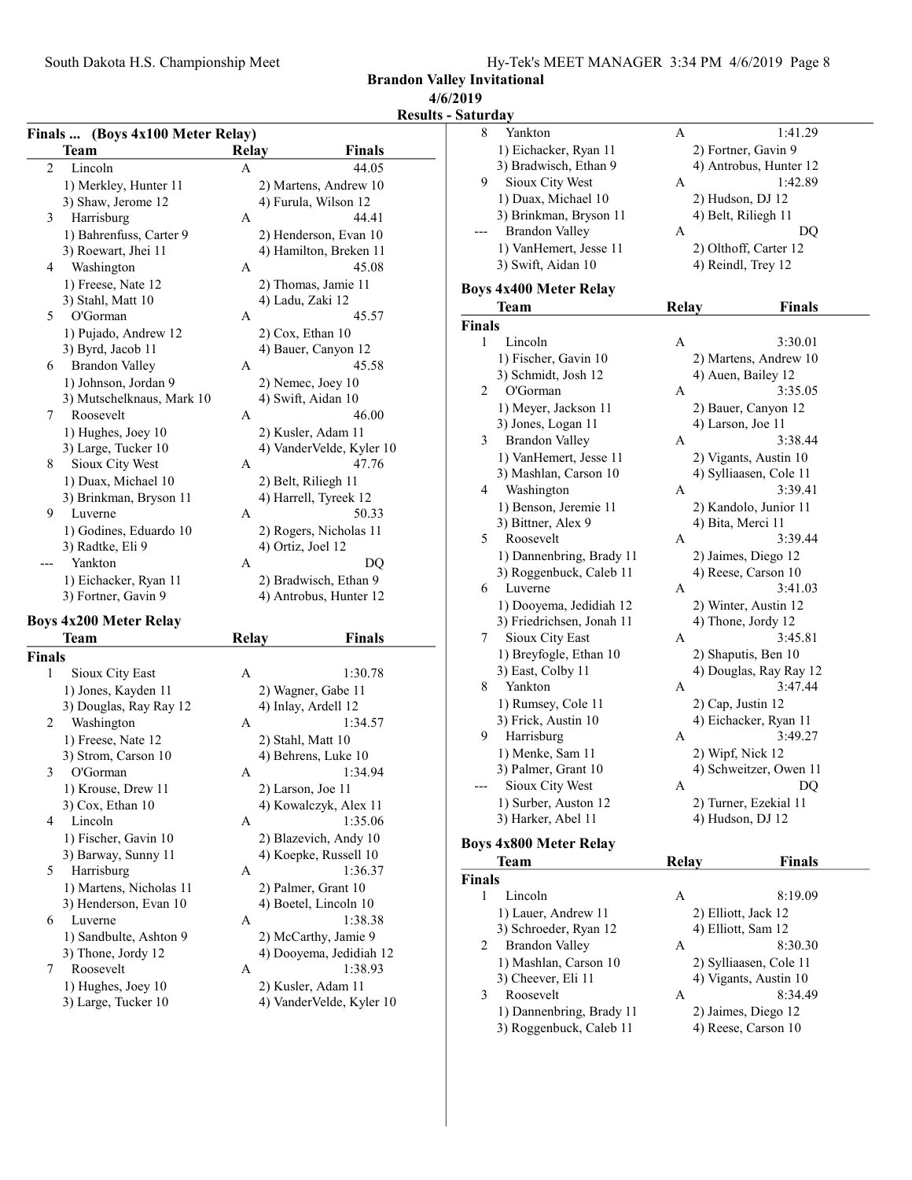**Brandon Valley Invitational**

**4/6/2019**

**Results - Saturday**

## Finals ... (Boys 4x100 Meter Relay)

| | Team | Relay | Finals |
|---|---|---|---|
| 2 | Lincoln | A | 44.05 |
| | 1) Merkley, Hunter 11 | 2) Martens, Andrew 10 | |
| | 3) Shaw, Jerome 12 | 4) Furula, Wilson 12 | |
| 3 | Harrisburg | A | 44.41 |
| | 1) Bahrenfuss, Carter 9 | 2) Henderson, Evan 10 | |
| | 3) Roewart, Jhei 11 | 4) Hamilton, Breken 11 | |
| 4 | Washington | A | 45.08 |
| | 1) Freese, Nate 12 | 2) Thomas, Jamie 11 | |
| | 3) Stahl, Matt 10 | 4) Ladu, Zaki 12 | |
| 5 | O'Gorman | A | 45.57 |
| | 1) Pujado, Andrew 12 | 2) Cox, Ethan 10 | |
| | 3) Byrd, Jacob 11 | 4) Bauer, Canyon 12 | |
| 6 | Brandon Valley | A | 45.58 |
| | 1) Johnson, Jordan 9 | 2) Nemec, Joey 10 | |
| | 3) Mutschelknaus, Mark 10 | 4) Swift, Aidan 10 | |
| 7 | Roosevelt | A | 46.00 |
| | 1) Hughes, Joey 10 | 2) Kusler, Adam 11 | |
| | 3) Large, Tucker 10 | 4) VanderVelde, Kyler 10 | |
| 8 | Sioux City West | A | 47.76 |
| | 1) Duax, Michael 10 | 2) Belt, Riliegh 11 | |
| | 3) Brinkman, Bryson 11 | 4) Harrell, Tyreek 12 | |
| 9 | Luverne | A | 50.33 |
| | 1) Godines, Eduardo 10 | 2) Rogers, Nicholas 11 | |
| | 3) Radtke, Eli 9 | 4) Ortiz, Joel 12 | |
| --- | Yankton | A | DQ |
| | 1) Eichacker, Ryan 11 | 2) Bradwisch, Ethan 9 | |
| | 3) Fortner, Gavin 9 | 4) Antrobus, Hunter 12 | |

## Boys 4x200 Meter Relay

| | Team | Relay | Finals |
|---|---|---|---|
| **Finals** | | | |
| 1 | Sioux City East | A | 1:30.78 |
| | 1) Jones, Kayden 11 | 2) Wagner, Gabe 11 | |
| | 3) Douglas, Ray Ray 12 | 4) Inlay, Ardell 12 | |
| 2 | Washington | A | 1:34.57 |
| | 1) Freese, Nate 12 | 2) Stahl, Matt 10 | |
| | 3) Strom, Carson 10 | 4) Behrens, Luke 10 | |
| 3 | O'Gorman | A | 1:34.94 |
| | 1) Krouse, Drew 11 | 2) Larson, Joe 11 | |
| | 3) Cox, Ethan 10 | 4) Kowalczyk, Alex 11 | |
| 4 | Lincoln | A | 1:35.06 |
| | 1) Fischer, Gavin 10 | 2) Blazevich, Andy 10 | |
| | 3) Barway, Sunny 11 | 4) Koepke, Russell 10 | |
| 5 | Harrisburg | A | 1:36.37 |
| | 1) Martens, Nicholas 11 | 2) Palmer, Grant 10 | |
| | 3) Henderson, Evan 10 | 4) Boetel, Lincoln 10 | |
| 6 | Luverne | A | 1:38.38 |
| | 1) Sandbulte, Ashton 9 | 2) McCarthy, Jamie 9 | |
| | 3) Thone, Jordy 12 | 4) Dooyema, Jedidiah 12 | |
| 7 | Roosevelt | A | 1:38.93 |
| | 1) Hughes, Joey 10 | 2) Kusler, Adam 11 | |
| | 3) Large, Tucker 10 | 4) VanderVelde, Kyler 10 | |
| 8 | Yankton | A | 1:41.29 |
| | 1) Eichacker, Ryan 11 | 2) Fortner, Gavin 9 | |
| | 3) Bradwisch, Ethan 9 | 4) Antrobus, Hunter 12 | |
| 9 | Sioux City West | A | 1:42.89 |
| | 1) Duax, Michael 10 | 2) Hudson, DJ 12 | |
| | 3) Brinkman, Bryson 11 | 4) Belt, Riliegh 11 | |
| --- | Brandon Valley | A | DQ |
| | 1) VanHemert, Jesse 11 | 2) Olthoff, Carter 12 | |
| | 3) Swift, Aidan 10 | 4) Reindl, Trey 12 | |

## Boys 4x400 Meter Relay

| | Team | Relay | Finals |
|---|---|---|---|
| **Finals** | | | |
| 1 | Lincoln | A | 3:30.01 |
| | 1) Fischer, Gavin 10 | 2) Martens, Andrew 10 | |
| | 3) Schmidt, Josh 12 | 4) Auen, Bailey 12 | |
| 2 | O'Gorman | A | 3:35.05 |
| | 1) Meyer, Jackson 11 | 2) Bauer, Canyon 12 | |
| | 3) Jones, Logan 11 | 4) Larson, Joe 11 | |
| 3 | Brandon Valley | A | 3:38.44 |
| | 1) VanHemert, Jesse 11 | 2) Vigants, Austin 10 | |
| | 3) Mashlan, Carson 10 | 4) Sylliaasen, Cole 11 | |
| 4 | Washington | A | 3:39.41 |
| | 1) Benson, Jeremie 11 | 2) Kandolo, Junior 11 | |
| | 3) Bittner, Alex 9 | 4) Bita, Merci 11 | |
| 5 | Roosevelt | A | 3:39.44 |
| | 1) Dannenbring, Brady 11 | 2) Jaimes, Diego 12 | |
| | 3) Roggenbuck, Caleb 11 | 4) Reese, Carson 10 | |
| 6 | Luverne | A | 3:41.03 |
| | 1) Dooyema, Jedidiah 12 | 2) Winter, Austin 12 | |
| | 3) Friedrichsen, Jonah 11 | 4) Thone, Jordy 12 | |
| 7 | Sioux City East | A | 3:45.81 |
| | 1) Breyfogle, Ethan 10 | 2) Shaputis, Ben 10 | |
| | 3) East, Colby 11 | 4) Douglas, Ray Ray 12 | |
| 8 | Yankton | A | 3:47.44 |
| | 1) Rumsey, Cole 11 | 2) Cap, Justin 12 | |
| | 3) Frick, Austin 10 | 4) Eichacker, Ryan 11 | |
| 9 | Harrisburg | A | 3:49.27 |
| | 1) Menke, Sam 11 | 2) Wipf, Nick 12 | |
| | 3) Palmer, Grant 10 | 4) Schweitzer, Owen 11 | |
| --- | Sioux City West | A | DQ |
| | 1) Surber, Auston 12 | 2) Turner, Ezekial 11 | |
| | 3) Harker, Abel 11 | 4) Hudson, DJ 12 | |

## Boys 4x800 Meter Relay

| | Team | Relay | Finals |
|---|---|---|---|
| **Finals** | | | |
| 1 | Lincoln | A | 8:19.09 |
| | 1) Lauer, Andrew 11 | 2) Elliott, Jack 12 | |
| | 3) Schroeder, Ryan 12 | 4) Elliott, Sam 12 | |
| 2 | Brandon Valley | A | 8:30.30 |
| | 1) Mashlan, Carson 10 | 2) Sylliaasen, Cole 11 | |
| | 3) Cheever, Eli 11 | 4) Vigants, Austin 10 | |
| 3 | Roosevelt | A | 8:34.49 |
| | 1) Dannenbring, Brady 11 | 2) Jaimes, Diego 12 | |
| | 3) Roggenbuck, Caleb 11 | 4) Reese, Carson 10 | |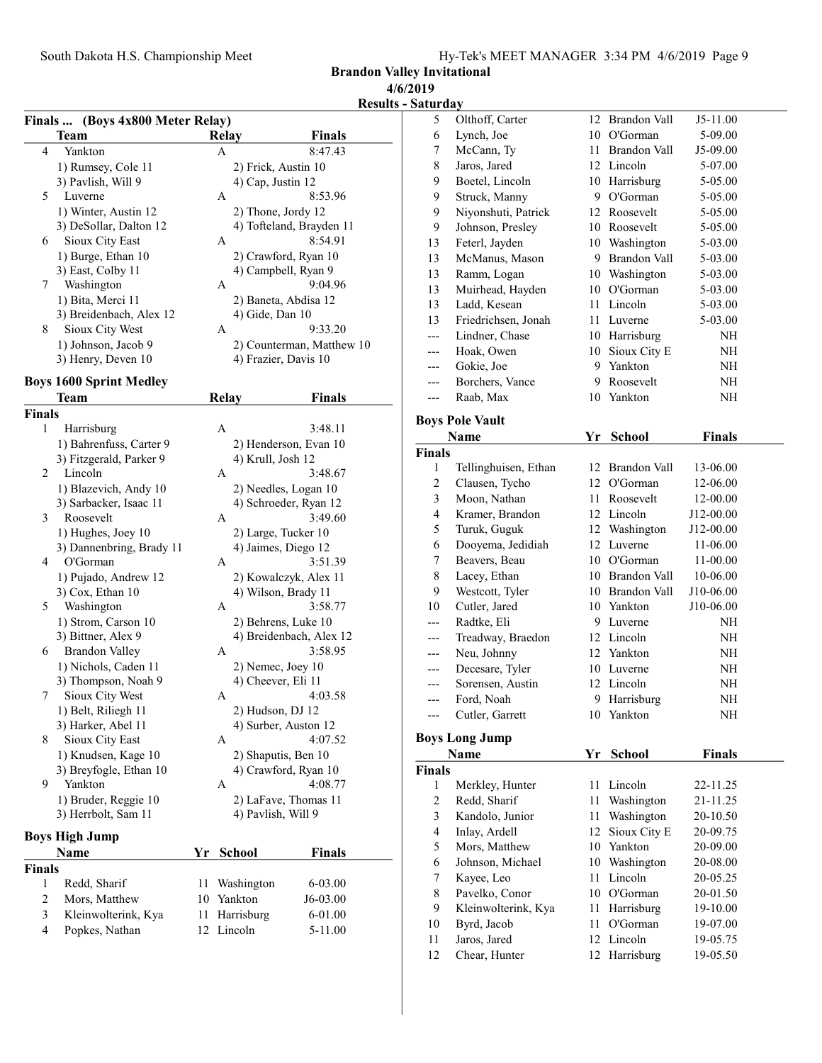## Brandon Valley Invitational

### 4/6/2019

### Results - Saturday

## Finals ... (Boys 4x800 Meter Relay)

| | Team | Relay | Finals |
|---|---|---|---|
| 4 | Yankton | A | 8:47.43 |
| | 1) Rumsey, Cole 11 | 2) Frick, Austin 10 | |
| | 3) Pavlish, Will 9 | 4) Cap, Justin 12 | |
| 5 | Luverne | A | 8:53.96 |
| | 1) Winter, Austin 12 | 2) Thone, Jordy 12 | |
| | 3) DeSollar, Dalton 12 | 4) Tofteland, Brayden 11 | |
| 6 | Sioux City East | A | 8:54.91 |
| | 1) Burge, Ethan 10 | 2) Crawford, Ryan 10 | |
| | 3) East, Colby 11 | 4) Campbell, Ryan 9 | |
| 7 | Washington | A | 9:04.96 |
| | 1) Bita, Merci 11 | 2) Baneta, Abdisa 12 | |
| | 3) Breidenbach, Alex 12 | 4) Gide, Dan 10 | |
| 8 | Sioux City West | A | 9:33.20 |
| | 1) Johnson, Jacob 9 | 2) Counterman, Matthew 10 | |
| | 3) Henry, Deven 10 | 4) Frazier, Davis 10 | |

## Boys 1600 Sprint Medley

**Finals**

| | Team | Relay | Finals |
|---|---|---|---|
| 1 | Harrisburg | A | 3:48.11 |
| | 1) Bahrenfuss, Carter 9 | 2) Henderson, Evan 10 | |
| | 3) Fitzgerald, Parker 9 | 4) Krull, Josh 12 | |
| 2 | Lincoln | A | 3:48.67 |
| | 1) Blazevich, Andy 10 | 2) Needles, Logan 10 | |
| | 3) Sarbacker, Isaac 11 | 4) Schroeder, Ryan 12 | |
| 3 | Roosevelt | A | 3:49.60 |
| | 1) Hughes, Joey 10 | 2) Large, Tucker 10 | |
| | 3) Dannenbring, Brady 11 | 4) Jaimes, Diego 12 | |
| 4 | O'Gorman | A | 3:51.39 |
| | 1) Pujado, Andrew 12 | 2) Kowalczyk, Alex 11 | |
| | 3) Cox, Ethan 10 | 4) Wilson, Brady 11 | |
| 5 | Washington | A | 3:58.77 |
| | 1) Strom, Carson 10 | 2) Behrens, Luke 10 | |
| | 3) Bittner, Alex 9 | 4) Breidenbach, Alex 12 | |
| 6 | Brandon Valley | A | 3:58.95 |
| | 1) Nichols, Caden 11 | 2) Nemec, Joey 10 | |
| | 3) Thompson, Noah 9 | 4) Cheever, Eli 11 | |
| 7 | Sioux City West | A | 4:03.58 |
| | 1) Belt, Riliegh 11 | 2) Hudson, DJ 12 | |
| | 3) Harker, Abel 11 | 4) Surber, Auston 12 | |
| 8 | Sioux City East | A | 4:07.52 |
| | 1) Knudsen, Kage 10 | 2) Shaputis, Ben 10 | |
| | 3) Breyfogle, Ethan 10 | 4) Crawford, Ryan 10 | |
| 9 | Yankton | A | 4:08.77 |
| | 1) Bruder, Reggie 10 | 2) LaFave, Thomas 11 | |
| | 3) Herrbolt, Sam 11 | 4) Pavlish, Will 9 | |

## Boys High Jump

**Finals**

| | Name | Yr | School | Finals |
|---|---|---|---|---|
| 1 | Redd, Sharif | 11 | Washington | 6-03.00 |
| 2 | Mors, Matthew | 10 | Yankton | J6-03.00 |
| 3 | Kleinwolterink, Kya | 11 | Harrisburg | 6-01.00 |
| 4 | Popkes, Nathan | 12 | Lincoln | 5-11.00 |
| 5 | Olthoff, Carter | 12 | Brandon Vall | J5-11.00 |
| 6 | Lynch, Joe | 10 | O'Gorman | 5-09.00 |
| 7 | McCann, Ty | 11 | Brandon Vall | J5-09.00 |
| 8 | Jaros, Jared | 12 | Lincoln | 5-07.00 |
| 9 | Boetel, Lincoln | 10 | Harrisburg | 5-05.00 |
| 9 | Struck, Manny | 9 | O'Gorman | 5-05.00 |
| 9 | Niyonshuti, Patrick | 12 | Roosevelt | 5-05.00 |
| 9 | Johnson, Presley | 10 | Roosevelt | 5-05.00 |
| 13 | Feterl, Jayden | 10 | Washington | 5-03.00 |
| 13 | McManus, Mason | 9 | Brandon Vall | 5-03.00 |
| 13 | Ramm, Logan | 10 | Washington | 5-03.00 |
| 13 | Muirhead, Hayden | 10 | O'Gorman | 5-03.00 |
| 13 | Ladd, Kesean | 11 | Lincoln | 5-03.00 |
| 13 | Friedrichsen, Jonah | 11 | Luverne | 5-03.00 |
| --- | Lindner, Chase | 10 | Harrisburg | NH |
| --- | Hoak, Owen | 10 | Sioux City E | NH |
| --- | Gokie, Joe | 9 | Yankton | NH |
| --- | Borchers, Vance | 9 | Roosevelt | NH |
| --- | Raab, Max | 10 | Yankton | NH |

## Boys Pole Vault

**Finals**

| | Name | Yr | School | Finals |
|---|---|---|---|---|
| 1 | Tellinghuisen, Ethan | 12 | Brandon Vall | 13-06.00 |
| 2 | Clausen, Tycho | 12 | O'Gorman | 12-06.00 |
| 3 | Moon, Nathan | 11 | Roosevelt | 12-00.00 |
| 4 | Kramer, Brandon | 12 | Lincoln | J12-00.00 |
| 5 | Turuk, Guguk | 12 | Washington | J12-00.00 |
| 6 | Dooyema, Jedidiah | 12 | Luverne | 11-06.00 |
| 7 | Beavers, Beau | 10 | O'Gorman | 11-00.00 |
| 8 | Lacey, Ethan | 10 | Brandon Vall | 10-06.00 |
| 9 | Westcott, Tyler | 10 | Brandon Vall | J10-06.00 |
| 10 | Cutler, Jared | 10 | Yankton | J10-06.00 |
| --- | Radtke, Eli | 9 | Luverne | NH |
| --- | Treadway, Braedon | 12 | Lincoln | NH |
| --- | Neu, Johnny | 12 | Yankton | NH |
| --- | Decesare, Tyler | 10 | Luverne | NH |
| --- | Sorensen, Austin | 12 | Lincoln | NH |
| --- | Ford, Noah | 9 | Harrisburg | NH |
| --- | Cutler, Garrett | 10 | Yankton | NH |

## Boys Long Jump

**Finals**

| | Name | Yr | School | Finals |
|---|---|---|---|---|
| 1 | Merkley, Hunter | 11 | Lincoln | 22-11.25 |
| 2 | Redd, Sharif | 11 | Washington | 21-11.25 |
| 3 | Kandolo, Junior | 11 | Washington | 20-10.50 |
| 4 | Inlay, Ardell | 12 | Sioux City E | 20-09.75 |
| 5 | Mors, Matthew | 10 | Yankton | 20-09.00 |
| 6 | Johnson, Michael | 10 | Washington | 20-08.00 |
| 7 | Kayee, Leo | 11 | Lincoln | 20-05.25 |
| 8 | Pavelko, Conor | 10 | O'Gorman | 20-01.50 |
| 9 | Kleinwolterink, Kya | 11 | Harrisburg | 19-10.00 |
| 10 | Byrd, Jacob | 11 | O'Gorman | 19-07.00 |
| 11 | Jaros, Jared | 12 | Lincoln | 19-05.75 |
| 12 | Chear, Hunter | 12 | Harrisburg | 19-05.50 |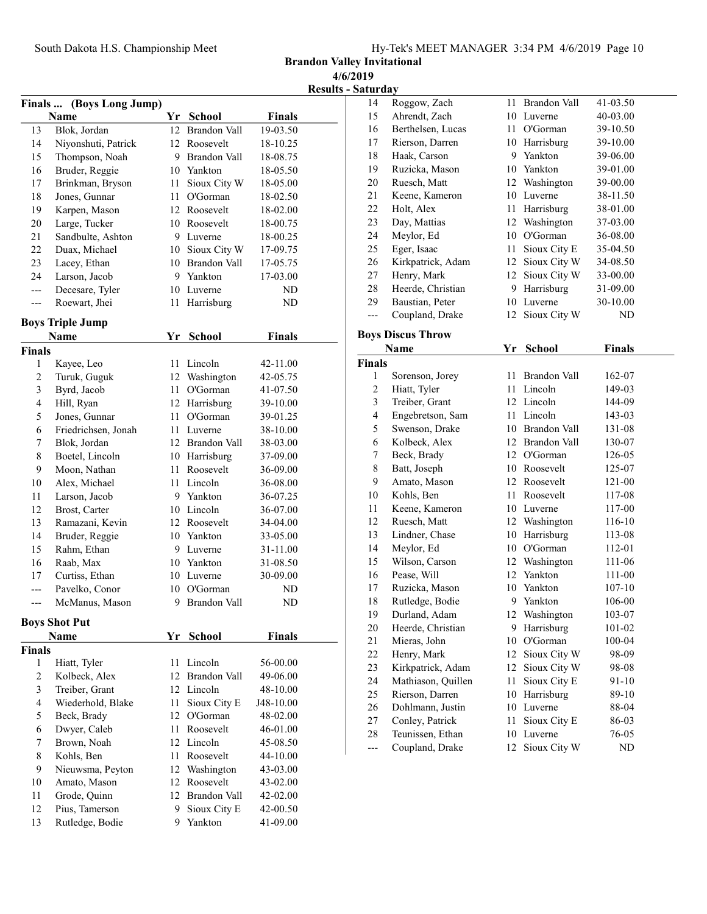## Brandon Valley Invitational

**4/6/2019**

**Results - Saturday**

### Finals ... (Boys Long Jump)

| | Name | Yr | School | Finals |
|---|---|---|---|---|
| 13 | Blok, Jordan | 12 | Brandon Vall | 19-03.50 |
| 14 | Niyonshuti, Patrick | 12 | Roosevelt | 18-10.25 |
| 15 | Thompson, Noah | 9 | Brandon Vall | 18-08.75 |
| 16 | Bruder, Reggie | 10 | Yankton | 18-05.50 |
| 17 | Brinkman, Bryson | 11 | Sioux City W | 18-05.00 |
| 18 | Jones, Gunnar | 11 | O'Gorman | 18-02.50 |
| 19 | Karpen, Mason | 12 | Roosevelt | 18-02.00 |
| 20 | Large, Tucker | 10 | Roosevelt | 18-00.75 |
| 21 | Sandbulte, Ashton | 9 | Luverne | 18-00.25 |
| 22 | Duax, Michael | 10 | Sioux City W | 17-09.75 |
| 23 | Lacey, Ethan | 10 | Brandon Vall | 17-05.75 |
| 24 | Larson, Jacob | 9 | Yankton | 17-03.00 |
| --- | Decesare, Tyler | 10 | Luverne | ND |
| --- | Roewart, Jhei | 11 | Harrisburg | ND |

### Boys Triple Jump

| | Name | Yr | School | Finals |
|---|---|---|---|---|
| **Finals** | | | | |
| 1 | Kayee, Leo | 11 | Lincoln | 42-11.00 |
| 2 | Turuk, Guguk | 12 | Washington | 42-05.75 |
| 3 | Byrd, Jacob | 11 | O'Gorman | 41-07.50 |
| 4 | Hill, Ryan | 12 | Harrisburg | 39-10.00 |
| 5 | Jones, Gunnar | 11 | O'Gorman | 39-01.25 |
| 6 | Friedrichsen, Jonah | 11 | Luverne | 38-10.00 |
| 7 | Blok, Jordan | 12 | Brandon Vall | 38-03.00 |
| 8 | Boetel, Lincoln | 10 | Harrisburg | 37-09.00 |
| 9 | Moon, Nathan | 11 | Roosevelt | 36-09.00 |
| 10 | Alex, Michael | 11 | Lincoln | 36-08.00 |
| 11 | Larson, Jacob | 9 | Yankton | 36-07.25 |
| 12 | Brost, Carter | 10 | Lincoln | 36-07.00 |
| 13 | Ramazani, Kevin | 12 | Roosevelt | 34-04.00 |
| 14 | Bruder, Reggie | 10 | Yankton | 33-05.00 |
| 15 | Rahm, Ethan | 9 | Luverne | 31-11.00 |
| 16 | Raab, Max | 10 | Yankton | 31-08.50 |
| 17 | Curtiss, Ethan | 10 | Luverne | 30-09.00 |
| --- | Pavelko, Conor | 10 | O'Gorman | ND |
| --- | McManus, Mason | 9 | Brandon Vall | ND |

### Boys Shot Put

| | Name | Yr | School | Finals |
|---|---|---|---|---|
| **Finals** | | | | |
| 1 | Hiatt, Tyler | 11 | Lincoln | 56-00.00 |
| 2 | Kolbeck, Alex | 12 | Brandon Vall | 49-06.00 |
| 3 | Treiber, Grant | 12 | Lincoln | 48-10.00 |
| 4 | Wiederhold, Blake | 11 | Sioux City E | J48-10.00 |
| 5 | Beck, Brady | 12 | O'Gorman | 48-02.00 |
| 6 | Dwyer, Caleb | 11 | Roosevelt | 46-01.00 |
| 7 | Brown, Noah | 12 | Lincoln | 45-08.50 |
| 8 | Kohls, Ben | 11 | Roosevelt | 44-10.00 |
| 9 | Nieuwsma, Peyton | 12 | Washington | 43-03.00 |
| 10 | Amato, Mason | 12 | Roosevelt | 43-02.00 |
| 11 | Grode, Quinn | 12 | Brandon Vall | 42-02.00 |
| 12 | Pius, Tamerson | 9 | Sioux City E | 42-00.50 |
| 13 | Rutledge, Bodie | 9 | Yankton | 41-09.00 |
| 14 | Roggow, Zach | 11 | Brandon Vall | 41-03.50 |
| 15 | Ahrendt, Zach | 10 | Luverne | 40-03.00 |
| 16 | Berthelsen, Lucas | 11 | O'Gorman | 39-10.50 |
| 17 | Rierson, Darren | 10 | Harrisburg | 39-10.00 |
| 18 | Haak, Carson | 9 | Yankton | 39-06.00 |
| 19 | Ruzicka, Mason | 10 | Yankton | 39-01.00 |
| 20 | Ruesch, Matt | 12 | Washington | 39-00.00 |
| 21 | Keene, Kameron | 10 | Luverne | 38-11.50 |
| 22 | Holt, Alex | 11 | Harrisburg | 38-01.00 |
| 23 | Day, Mattias | 12 | Washington | 37-03.00 |
| 24 | Meylor, Ed | 10 | O'Gorman | 36-08.00 |
| 25 | Eger, Isaac | 11 | Sioux City E | 35-04.50 |
| 26 | Kirkpatrick, Adam | 12 | Sioux City W | 34-08.50 |
| 27 | Henry, Mark | 12 | Sioux City W | 33-00.00 |
| 28 | Heerde, Christian | 9 | Harrisburg | 31-09.00 |
| 29 | Baustian, Peter | 10 | Luverne | 30-10.00 |
| --- | Coupland, Drake | 12 | Sioux City W | ND |

### Boys Discus Throw

| | Name | Yr | School | Finals |
|---|---|---|---|---|
| **Finals** | | | | |
| 1 | Sorenson, Jorey | 11 | Brandon Vall | 162-07 |
| 2 | Hiatt, Tyler | 11 | Lincoln | 149-03 |
| 3 | Treiber, Grant | 12 | Lincoln | 144-09 |
| 4 | Engebretson, Sam | 11 | Lincoln | 143-03 |
| 5 | Swenson, Drake | 10 | Brandon Vall | 131-08 |
| 6 | Kolbeck, Alex | 12 | Brandon Vall | 130-07 |
| 7 | Beck, Brady | 12 | O'Gorman | 126-05 |
| 8 | Batt, Joseph | 10 | Roosevelt | 125-07 |
| 9 | Amato, Mason | 12 | Roosevelt | 121-00 |
| 10 | Kohls, Ben | 11 | Roosevelt | 117-08 |
| 11 | Keene, Kameron | 10 | Luverne | 117-00 |
| 12 | Ruesch, Matt | 12 | Washington | 116-10 |
| 13 | Lindner, Chase | 10 | Harrisburg | 113-08 |
| 14 | Meylor, Ed | 10 | O'Gorman | 112-01 |
| 15 | Wilson, Carson | 12 | Washington | 111-06 |
| 16 | Pease, Will | 12 | Yankton | 111-00 |
| 17 | Ruzicka, Mason | 10 | Yankton | 107-10 |
| 18 | Rutledge, Bodie | 9 | Yankton | 106-00 |
| 19 | Durland, Adam | 12 | Washington | 103-07 |
| 20 | Heerde, Christian | 9 | Harrisburg | 101-02 |
| 21 | Mieras, John | 10 | O'Gorman | 100-04 |
| 22 | Henry, Mark | 12 | Sioux City W | 98-09 |
| 23 | Kirkpatrick, Adam | 12 | Sioux City W | 98-08 |
| 24 | Mathiason, Quillen | 11 | Sioux City E | 91-10 |
| 25 | Rierson, Darren | 10 | Harrisburg | 89-10 |
| 26 | Dohlmann, Justin | 10 | Luverne | 88-04 |
| 27 | Conley, Patrick | 11 | Sioux City E | 86-03 |
| 28 | Teunissen, Ethan | 10 | Luverne | 76-05 |
| --- | Coupland, Drake | 12 | Sioux City W | ND |